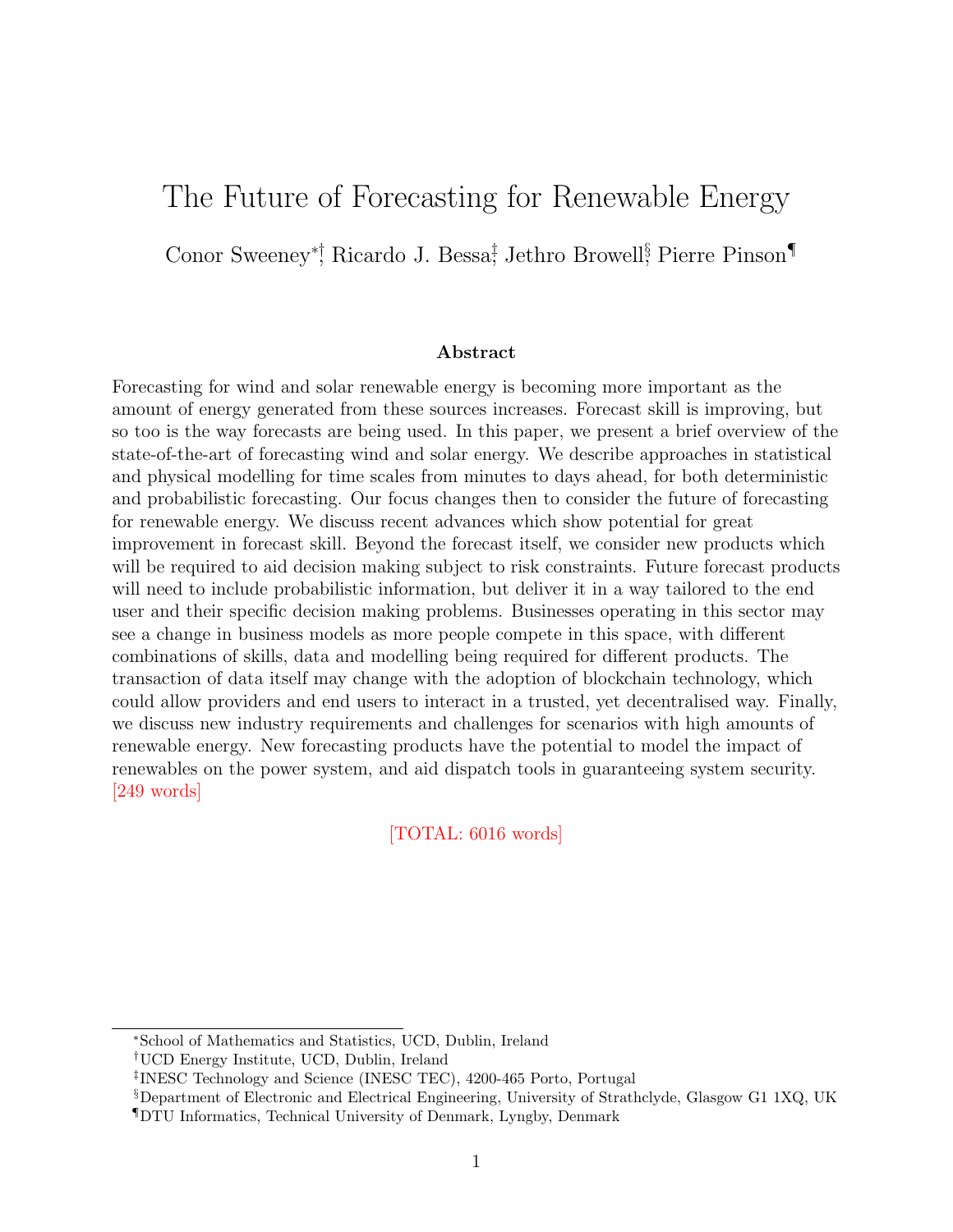# The Future of Forecasting for Renewable Energy

Conor Sweeney[*,†], Ricardo J. Bessa[‡], Jethro Browell[§], Pierre Pinson[¶]

## Abstract

Forecasting for wind and solar renewable energy is becoming more important as the amount of energy generated from these sources increases. Forecast skill is improving, but so too is the way forecasts are being used. In this paper, we present a brief overview of the state-of-the-art of forecasting wind and solar energy. We describe approaches in statistical and physical modelling for time scales from minutes to days ahead, for both deterministic and probabilistic forecasting. Our focus changes then to consider the future of forecasting for renewable energy. We discuss recent advances which show potential for great improvement in forecast skill. Beyond the forecast itself, we consider new products which will be required to aid decision making subject to risk constraints. Future forecast products will need to include probabilistic information, but deliver it in a way tailored to the end user and their specific decision making problems. Businesses operating in this sector may see a change in business models as more people compete in this space, with different combinations of skills, data and modelling being required for different products. The transaction of data itself may change with the adoption of blockchain technology, which could allow providers and end users to interact in a trusted, yet decentralised way. Finally, we discuss new industry requirements and challenges for scenarios with high amounts of renewable energy. New forecasting products have the potential to model the impact of renewables on the power system, and aid dispatch tools in guaranteeing system security. [249 words]

[TOTAL: 6016 words]

[*] School of Mathematics and Statistics, UCD, Dublin, Ireland

[†] UCD Energy Institute, UCD, Dublin, Ireland

[‡] INESC Technology and Science (INESC TEC), 4200-465 Porto, Portugal

[§] Department of Electronic and Electrical Engineering, University of Strathclyde, Glasgow G1 1XQ, UK

[¶] DTU Informatics, Technical University of Denmark, Lyngby, Denmark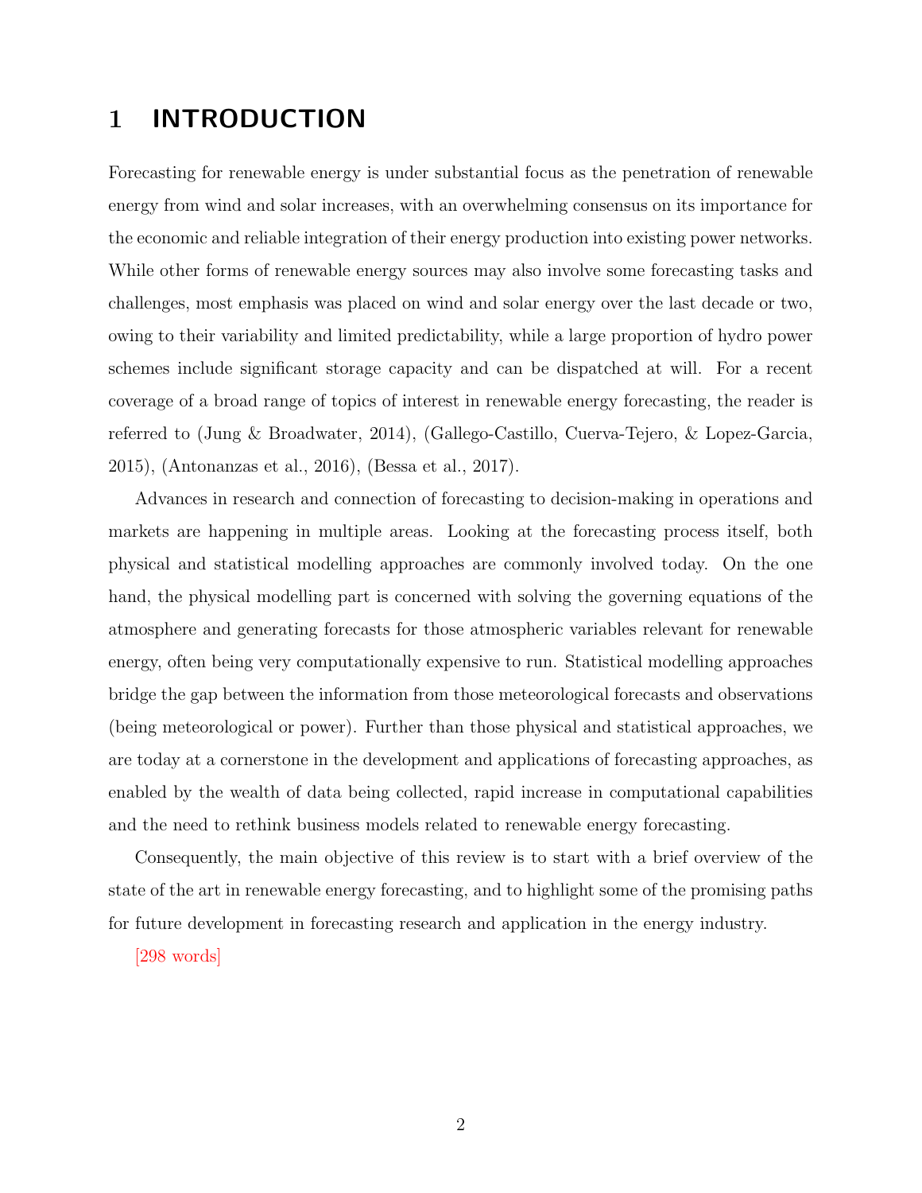# 1 INTRODUCTION

Forecasting for renewable energy is under substantial focus as the penetration of renewable energy from wind and solar increases, with an overwhelming consensus on its importance for the economic and reliable integration of their energy production into existing power networks. While other forms of renewable energy sources may also involve some forecasting tasks and challenges, most emphasis was placed on wind and solar energy over the last decade or two, owing to their variability and limited predictability, while a large proportion of hydro power schemes include significant storage capacity and can be dispatched at will. For a recent coverage of a broad range of topics of interest in renewable energy forecasting, the reader is referred to (Jung & Broadwater, 2014), (Gallego-Castillo, Cuerva-Tejero, & Lopez-Garcia, 2015), (Antonanzas et al., 2016), (Bessa et al., 2017).

Advances in research and connection of forecasting to decision-making in operations and markets are happening in multiple areas. Looking at the forecasting process itself, both physical and statistical modelling approaches are commonly involved today. On the one hand, the physical modelling part is concerned with solving the governing equations of the atmosphere and generating forecasts for those atmospheric variables relevant for renewable energy, often being very computationally expensive to run. Statistical modelling approaches bridge the gap between the information from those meteorological forecasts and observations (being meteorological or power). Further than those physical and statistical approaches, we are today at a cornerstone in the development and applications of forecasting approaches, as enabled by the wealth of data being collected, rapid increase in computational capabilities and the need to rethink business models related to renewable energy forecasting.

Consequently, the main objective of this review is to start with a brief overview of the state of the art in renewable energy forecasting, and to highlight some of the promising paths for future development in forecasting research and application in the energy industry.

[298 words]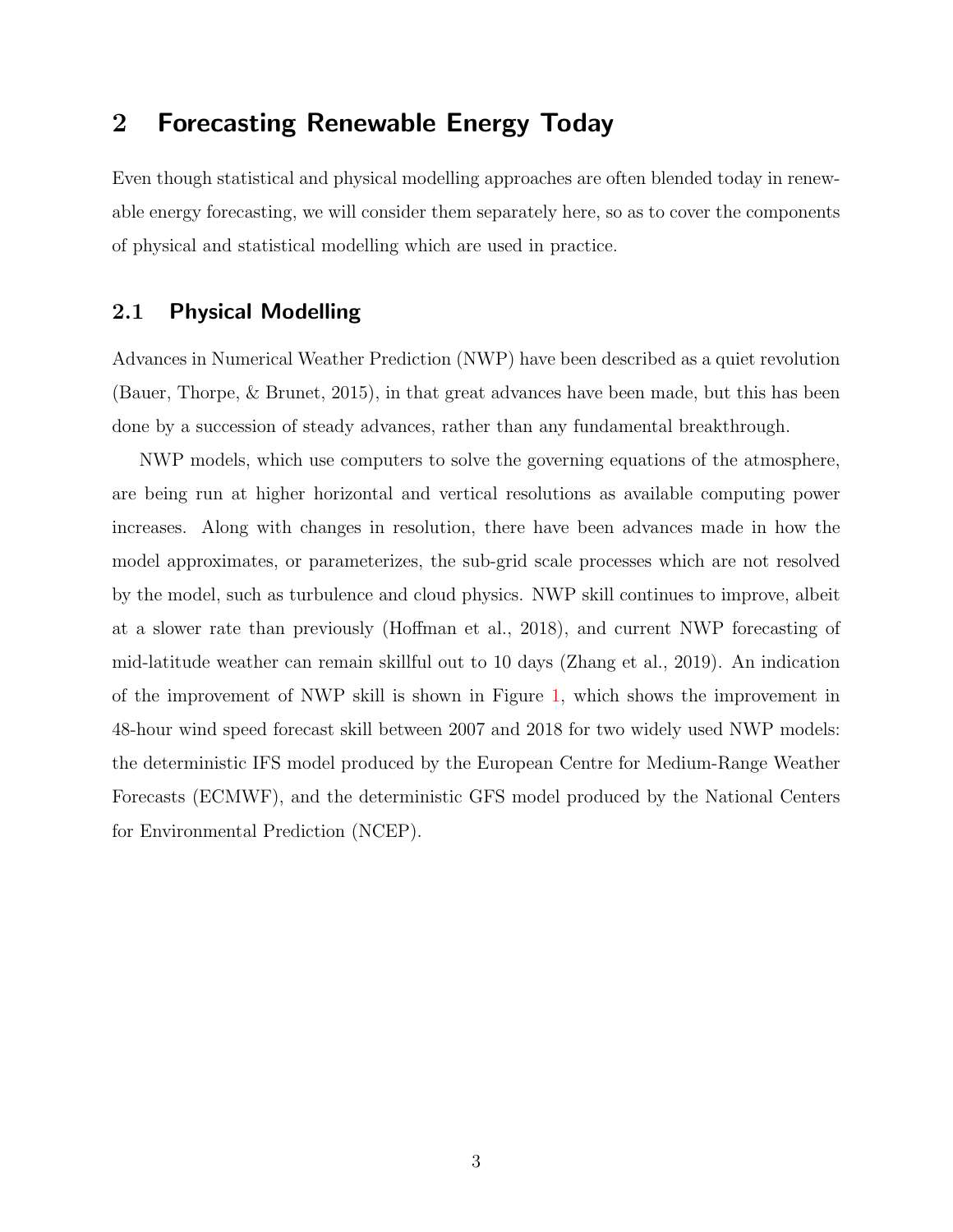# 2 Forecasting Renewable Energy Today

Even though statistical and physical modelling approaches are often blended today in renewable energy forecasting, we will consider them separately here, so as to cover the components of physical and statistical modelling which are used in practice.

## 2.1 Physical Modelling

Advances in Numerical Weather Prediction (NWP) have been described as a quiet revolution (Bauer, Thorpe, & Brunet, 2015), in that great advances have been made, but this has been done by a succession of steady advances, rather than any fundamental breakthrough.

NWP models, which use computers to solve the governing equations of the atmosphere, are being run at higher horizontal and vertical resolutions as available computing power increases. Along with changes in resolution, there have been advances made in how the model approximates, or parameterizes, the sub-grid scale processes which are not resolved by the model, such as turbulence and cloud physics. NWP skill continues to improve, albeit at a slower rate than previously (Hoffman et al., 2018), and current NWP forecasting of mid-latitude weather can remain skillful out to 10 days (Zhang et al., 2019). An indication of the improvement of NWP skill is shown in Figure 1, which shows the improvement in 48-hour wind speed forecast skill between 2007 and 2018 for two widely used NWP models: the deterministic IFS model produced by the European Centre for Medium-Range Weather Forecasts (ECMWF), and the deterministic GFS model produced by the National Centers for Environmental Prediction (NCEP).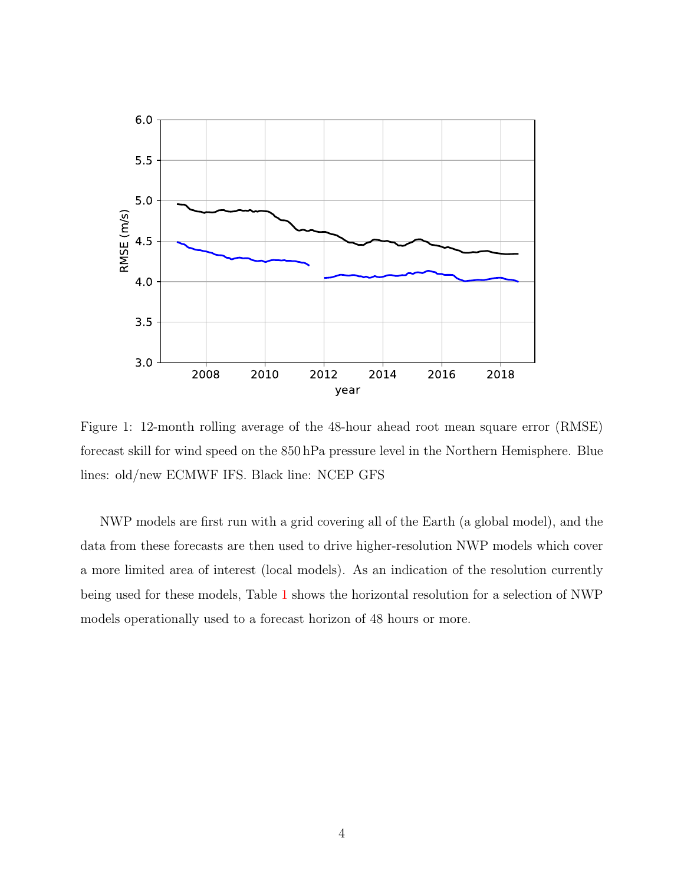Figure 1: 12-month rolling average of the 48-hour ahead root mean square error (RMSE) forecast skill for wind speed on the 850 hPa pressure level in the Northern Hemisphere. Blue lines: old/new ECMWF IFS. Black line: NCEP GFS

NWP models are first run with a grid covering all of the Earth (a global model), and the data from these forecasts are then used to drive higher-resolution NWP models which cover a more limited area of interest (local models). As an indication of the resolution currently being used for these models, Table 1 shows the horizontal resolution for a selection of NWP models operationally used to a forecast horizon of 48 hours or more.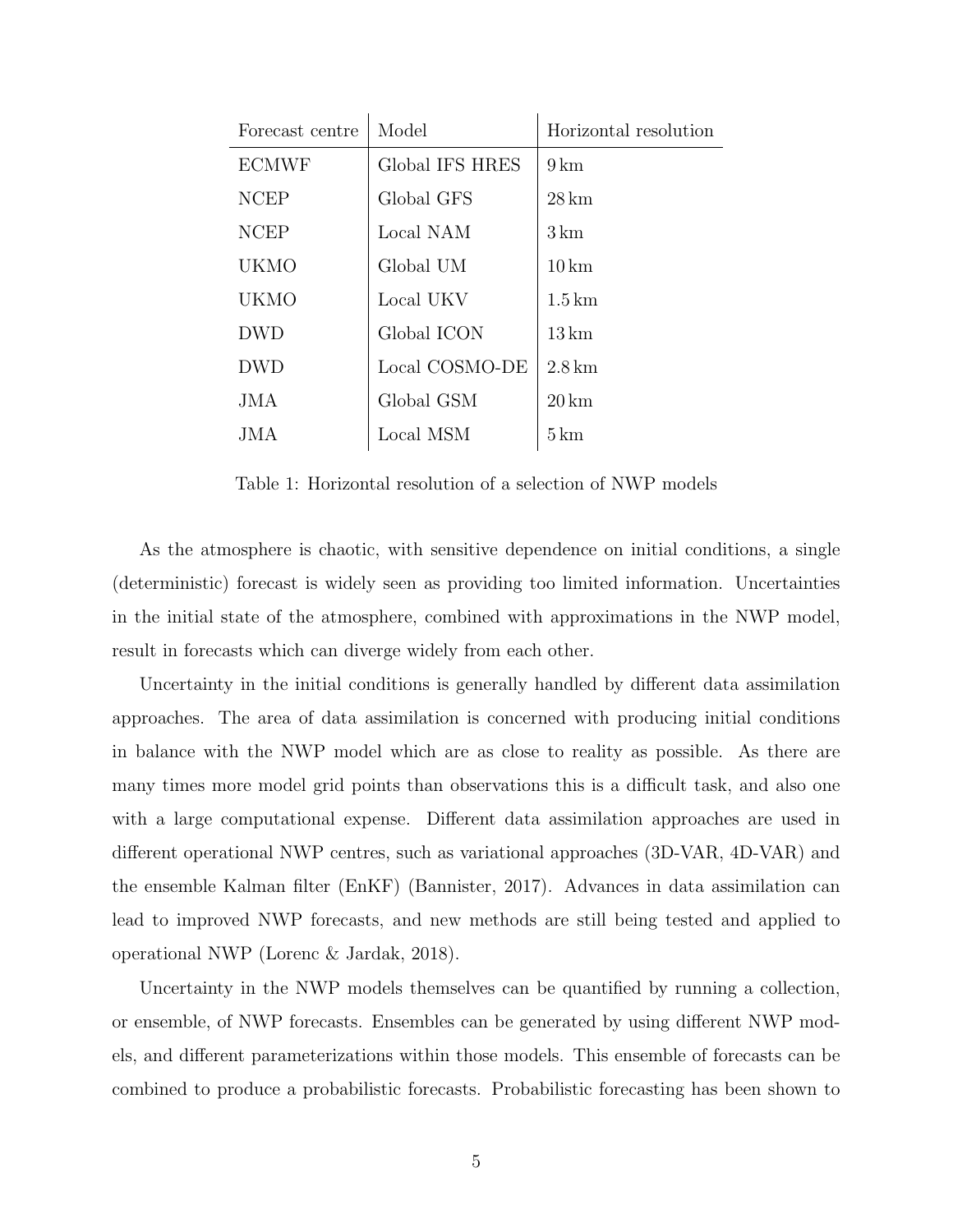| Forecast centre | Model | Horizontal resolution |
|---|---|---|
| ECMWF | Global IFS HRES | 9 km |
| NCEP | Global GFS | 28 km |
| NCEP | Local NAM | 3 km |
| UKMO | Global UM | 10 km |
| UKMO | Local UKV | 1.5 km |
| DWD | Global ICON | 13 km |
| DWD | Local COSMO-DE | 2.8 km |
| JMA | Global GSM | 20 km |
| JMA | Local MSM | 5 km |

Table 1: Horizontal resolution of a selection of NWP models

As the atmosphere is chaotic, with sensitive dependence on initial conditions, a single (deterministic) forecast is widely seen as providing too limited information. Uncertainties in the initial state of the atmosphere, combined with approximations in the NWP model, result in forecasts which can diverge widely from each other.

Uncertainty in the initial conditions is generally handled by different data assimilation approaches. The area of data assimilation is concerned with producing initial conditions in balance with the NWP model which are as close to reality as possible. As there are many times more model grid points than observations this is a difficult task, and also one with a large computational expense. Different data assimilation approaches are used in different operational NWP centres, such as variational approaches (3D-VAR, 4D-VAR) and the ensemble Kalman filter (EnKF) (Bannister, 2017). Advances in data assimilation can lead to improved NWP forecasts, and new methods are still being tested and applied to operational NWP (Lorenc & Jardak, 2018).

Uncertainty in the NWP models themselves can be quantified by running a collection, or ensemble, of NWP forecasts. Ensembles can be generated by using different NWP models, and different parameterizations within those models. This ensemble of forecasts can be combined to produce a probabilistic forecasts. Probabilistic forecasting has been shown to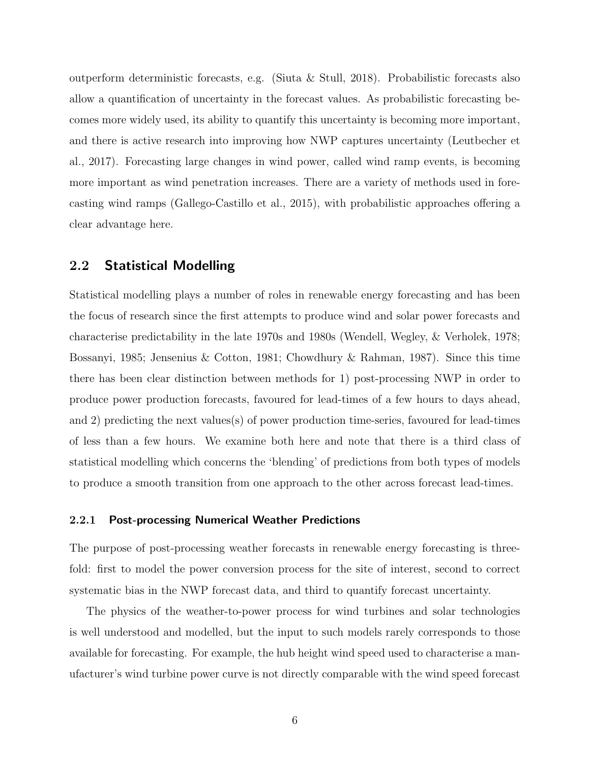outperform deterministic forecasts, e.g. (Siuta & Stull, 2018). Probabilistic forecasts also allow a quantification of uncertainty in the forecast values. As probabilistic forecasting becomes more widely used, its ability to quantify this uncertainty is becoming more important, and there is active research into improving how NWP captures uncertainty (Leutbecher et al., 2017). Forecasting large changes in wind power, called wind ramp events, is becoming more important as wind penetration increases. There are a variety of methods used in forecasting wind ramps (Gallego-Castillo et al., 2015), with probabilistic approaches offering a clear advantage here.

## 2.2 Statistical Modelling

Statistical modelling plays a number of roles in renewable energy forecasting and has been the focus of research since the first attempts to produce wind and solar power forecasts and characterise predictability in the late 1970s and 1980s (Wendell, Wegley, & Verholek, 1978; Bossanyi, 1985; Jensenius & Cotton, 1981; Chowdhury & Rahman, 1987). Since this time there has been clear distinction between methods for 1) post-processing NWP in order to produce power production forecasts, favoured for lead-times of a few hours to days ahead, and 2) predicting the next values(s) of power production time-series, favoured for lead-times of less than a few hours. We examine both here and note that there is a third class of statistical modelling which concerns the 'blending' of predictions from both types of models to produce a smooth transition from one approach to the other across forecast lead-times.

### 2.2.1 Post-processing Numerical Weather Predictions

The purpose of post-processing weather forecasts in renewable energy forecasting is three-fold: first to model the power conversion process for the site of interest, second to correct systematic bias in the NWP forecast data, and third to quantify forecast uncertainty.

The physics of the weather-to-power process for wind turbines and solar technologies is well understood and modelled, but the input to such models rarely corresponds to those available for forecasting. For example, the hub height wind speed used to characterise a manufacturer's wind turbine power curve is not directly comparable with the wind speed forecast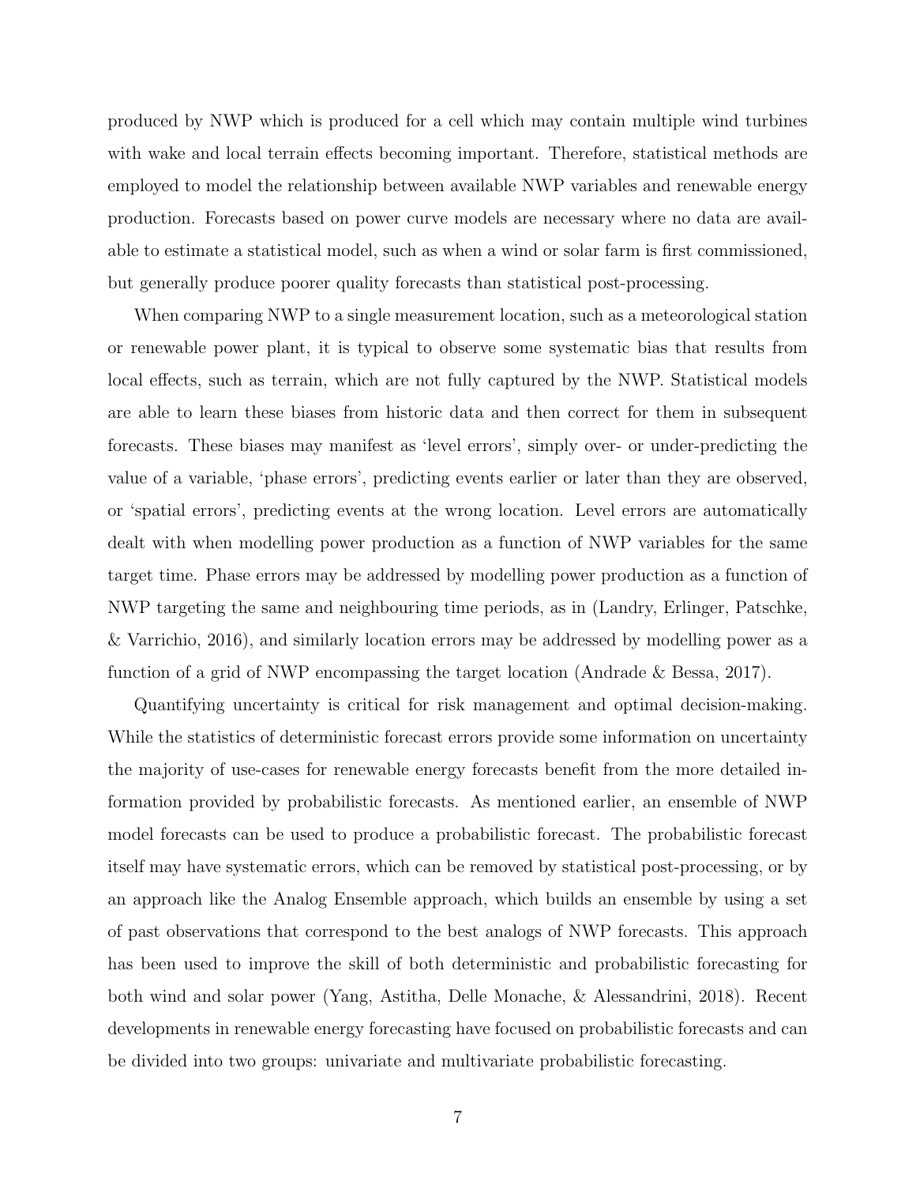produced by NWP which is produced for a cell which may contain multiple wind turbines with wake and local terrain effects becoming important. Therefore, statistical methods are employed to model the relationship between available NWP variables and renewable energy production. Forecasts based on power curve models are necessary where no data are available to estimate a statistical model, such as when a wind or solar farm is first commissioned, but generally produce poorer quality forecasts than statistical post-processing.

When comparing NWP to a single measurement location, such as a meteorological station or renewable power plant, it is typical to observe some systematic bias that results from local effects, such as terrain, which are not fully captured by the NWP. Statistical models are able to learn these biases from historic data and then correct for them in subsequent forecasts. These biases may manifest as 'level errors', simply over- or under-predicting the value of a variable, 'phase errors', predicting events earlier or later than they are observed, or 'spatial errors', predicting events at the wrong location. Level errors are automatically dealt with when modelling power production as a function of NWP variables for the same target time. Phase errors may be addressed by modelling power production as a function of NWP targeting the same and neighbouring time periods, as in (Landry, Erlinger, Patschke, & Varrichio, 2016), and similarly location errors may be addressed by modelling power as a function of a grid of NWP encompassing the target location (Andrade & Bessa, 2017).

Quantifying uncertainty is critical for risk management and optimal decision-making. While the statistics of deterministic forecast errors provide some information on uncertainty the majority of use-cases for renewable energy forecasts benefit from the more detailed information provided by probabilistic forecasts. As mentioned earlier, an ensemble of NWP model forecasts can be used to produce a probabilistic forecast. The probabilistic forecast itself may have systematic errors, which can be removed by statistical post-processing, or by an approach like the Analog Ensemble approach, which builds an ensemble by using a set of past observations that correspond to the best analogs of NWP forecasts. This approach has been used to improve the skill of both deterministic and probabilistic forecasting for both wind and solar power (Yang, Astitha, Delle Monache, & Alessandrini, 2018). Recent developments in renewable energy forecasting have focused on probabilistic forecasts and can be divided into two groups: univariate and multivariate probabilistic forecasting.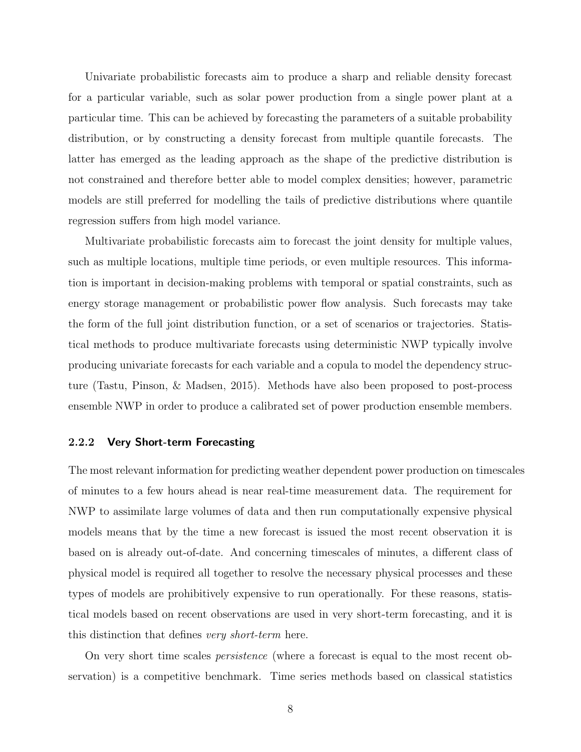Univariate probabilistic forecasts aim to produce a sharp and reliable density forecast for a particular variable, such as solar power production from a single power plant at a particular time. This can be achieved by forecasting the parameters of a suitable probability distribution, or by constructing a density forecast from multiple quantile forecasts. The latter has emerged as the leading approach as the shape of the predictive distribution is not constrained and therefore better able to model complex densities; however, parametric models are still preferred for modelling the tails of predictive distributions where quantile regression suffers from high model variance.

Multivariate probabilistic forecasts aim to forecast the joint density for multiple values, such as multiple locations, multiple time periods, or even multiple resources. This information is important in decision-making problems with temporal or spatial constraints, such as energy storage management or probabilistic power flow analysis. Such forecasts may take the form of the full joint distribution function, or a set of scenarios or trajectories. Statistical methods to produce multivariate forecasts using deterministic NWP typically involve producing univariate forecasts for each variable and a copula to model the dependency structure (Tastu, Pinson, & Madsen, 2015). Methods have also been proposed to post-process ensemble NWP in order to produce a calibrated set of power production ensemble members.

### 2.2.2 Very Short-term Forecasting

The most relevant information for predicting weather dependent power production on timescales of minutes to a few hours ahead is near real-time measurement data. The requirement for NWP to assimilate large volumes of data and then run computationally expensive physical models means that by the time a new forecast is issued the most recent observation it is based on is already out-of-date. And concerning timescales of minutes, a different class of physical model is required all together to resolve the necessary physical processes and these types of models are prohibitively expensive to run operationally. For these reasons, statistical models based on recent observations are used in very short-term forecasting, and it is this distinction that defines *very short-term* here.

On very short time scales *persistence* (where a forecast is equal to the most recent observation) is a competitive benchmark. Time series methods based on classical statistics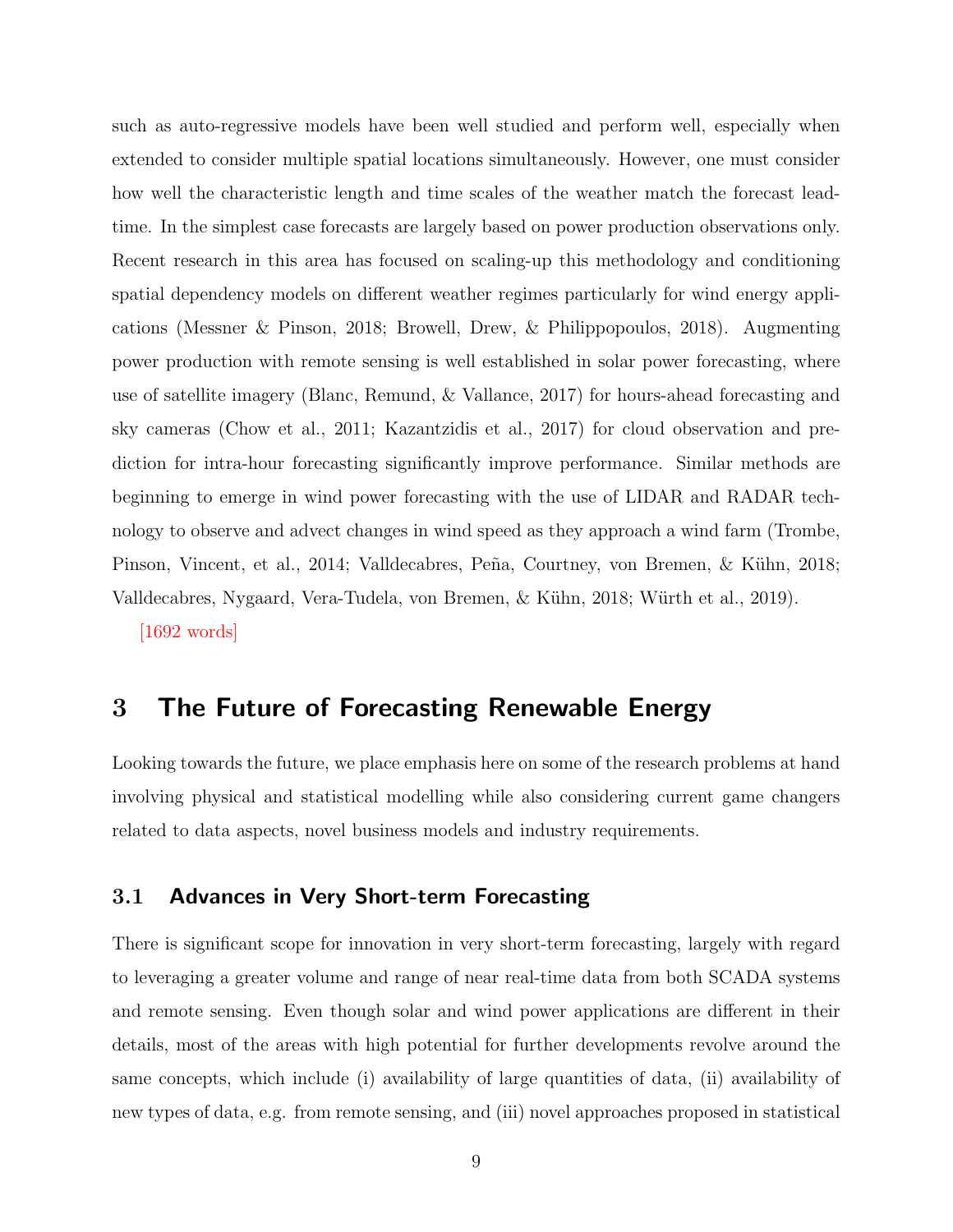such as auto-regressive models have been well studied and perform well, especially when extended to consider multiple spatial locations simultaneously. However, one must consider how well the characteristic length and time scales of the weather match the forecast lead-time. In the simplest case forecasts are largely based on power production observations only. Recent research in this area has focused on scaling-up this methodology and conditioning spatial dependency models on different weather regimes particularly for wind energy applications (Messner & Pinson, 2018; Browell, Drew, & Philippopoulos, 2018). Augmenting power production with remote sensing is well established in solar power forecasting, where use of satellite imagery (Blanc, Remund, & Vallance, 2017) for hours-ahead forecasting and sky cameras (Chow et al., 2011; Kazantzidis et al., 2017) for cloud observation and prediction for intra-hour forecasting significantly improve performance. Similar methods are beginning to emerge in wind power forecasting with the use of LIDAR and RADAR technology to observe and advect changes in wind speed as they approach a wind farm (Trombe, Pinson, Vincent, et al., 2014; Valldecabres, Peña, Courtney, von Bremen, & Kühn, 2018; Valldecabres, Nygaard, Vera-Tudela, von Bremen, & Kühn, 2018; Würth et al., 2019).

[1692 words]

## 3 The Future of Forecasting Renewable Energy

Looking towards the future, we place emphasis here on some of the research problems at hand involving physical and statistical modelling while also considering current game changers related to data aspects, novel business models and industry requirements.

### 3.1 Advances in Very Short-term Forecasting

There is significant scope for innovation in very short-term forecasting, largely with regard to leveraging a greater volume and range of near real-time data from both SCADA systems and remote sensing. Even though solar and wind power applications are different in their details, most of the areas with high potential for further developments revolve around the same concepts, which include (i) availability of large quantities of data, (ii) availability of new types of data, e.g. from remote sensing, and (iii) novel approaches proposed in statistical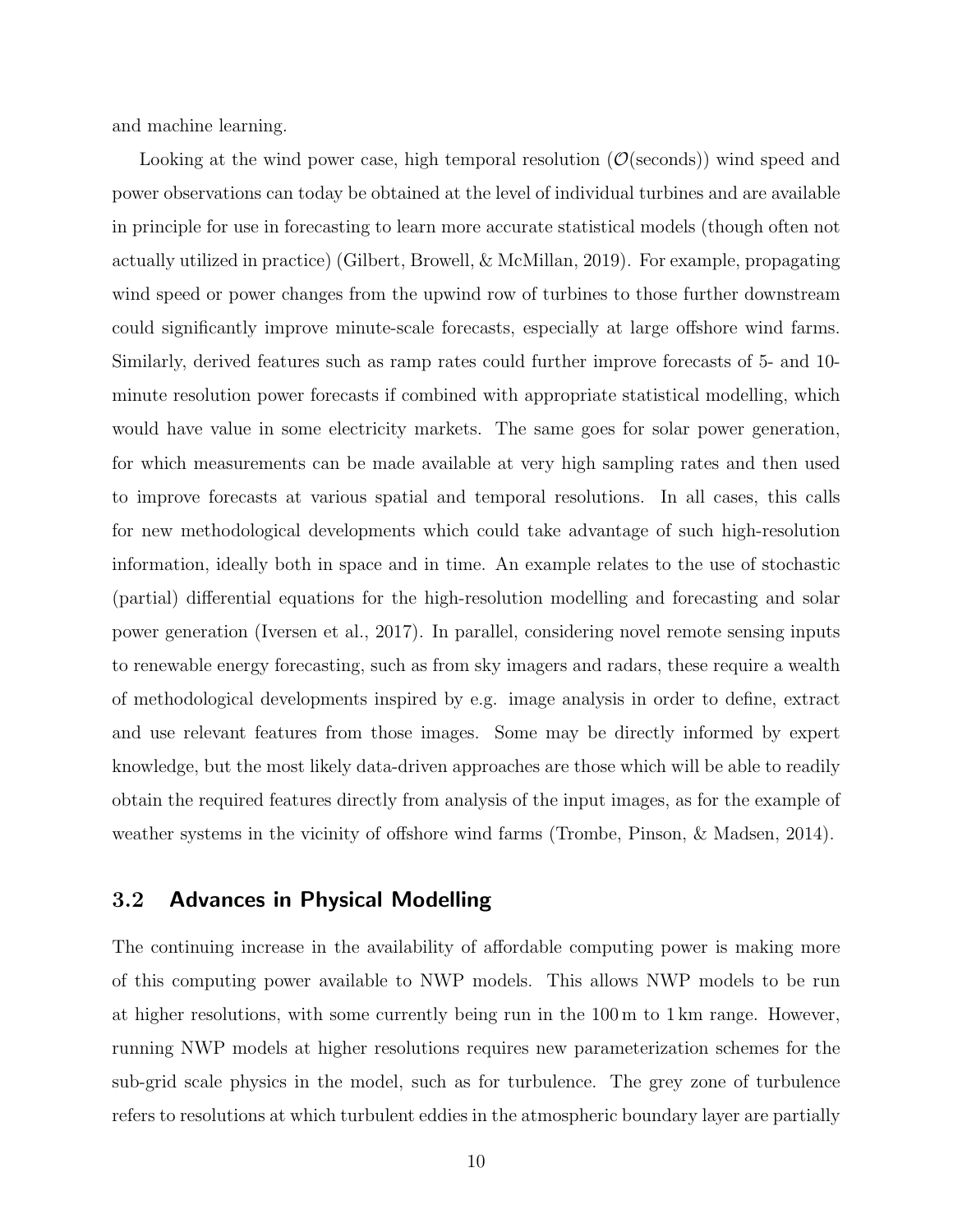and machine learning.

Looking at the wind power case, high temporal resolution ($\mathcal{O}$(seconds)) wind speed and power observations can today be obtained at the level of individual turbines and are available in principle for use in forecasting to learn more accurate statistical models (though often not actually utilized in practice) (Gilbert, Browell, & McMillan, 2019). For example, propagating wind speed or power changes from the upwind row of turbines to those further downstream could significantly improve minute-scale forecasts, especially at large offshore wind farms. Similarly, derived features such as ramp rates could further improve forecasts of 5- and 10-minute resolution power forecasts if combined with appropriate statistical modelling, which would have value in some electricity markets. The same goes for solar power generation, for which measurements can be made available at very high sampling rates and then used to improve forecasts at various spatial and temporal resolutions. In all cases, this calls for new methodological developments which could take advantage of such high-resolution information, ideally both in space and in time. An example relates to the use of stochastic (partial) differential equations for the high-resolution modelling and forecasting and solar power generation (Iversen et al., 2017). In parallel, considering novel remote sensing inputs to renewable energy forecasting, such as from sky imagers and radars, these require a wealth of methodological developments inspired by e.g. image analysis in order to define, extract and use relevant features from those images. Some may be directly informed by expert knowledge, but the most likely data-driven approaches are those which will be able to readily obtain the required features directly from analysis of the input images, as for the example of weather systems in the vicinity of offshore wind farms (Trombe, Pinson, & Madsen, 2014).

## 3.2 Advances in Physical Modelling

The continuing increase in the availability of affordable computing power is making more of this computing power available to NWP models. This allows NWP models to be run at higher resolutions, with some currently being run in the 100 m to 1 km range. However, running NWP models at higher resolutions requires new parameterization schemes for the sub-grid scale physics in the model, such as for turbulence. The grey zone of turbulence refers to resolutions at which turbulent eddies in the atmospheric boundary layer are partially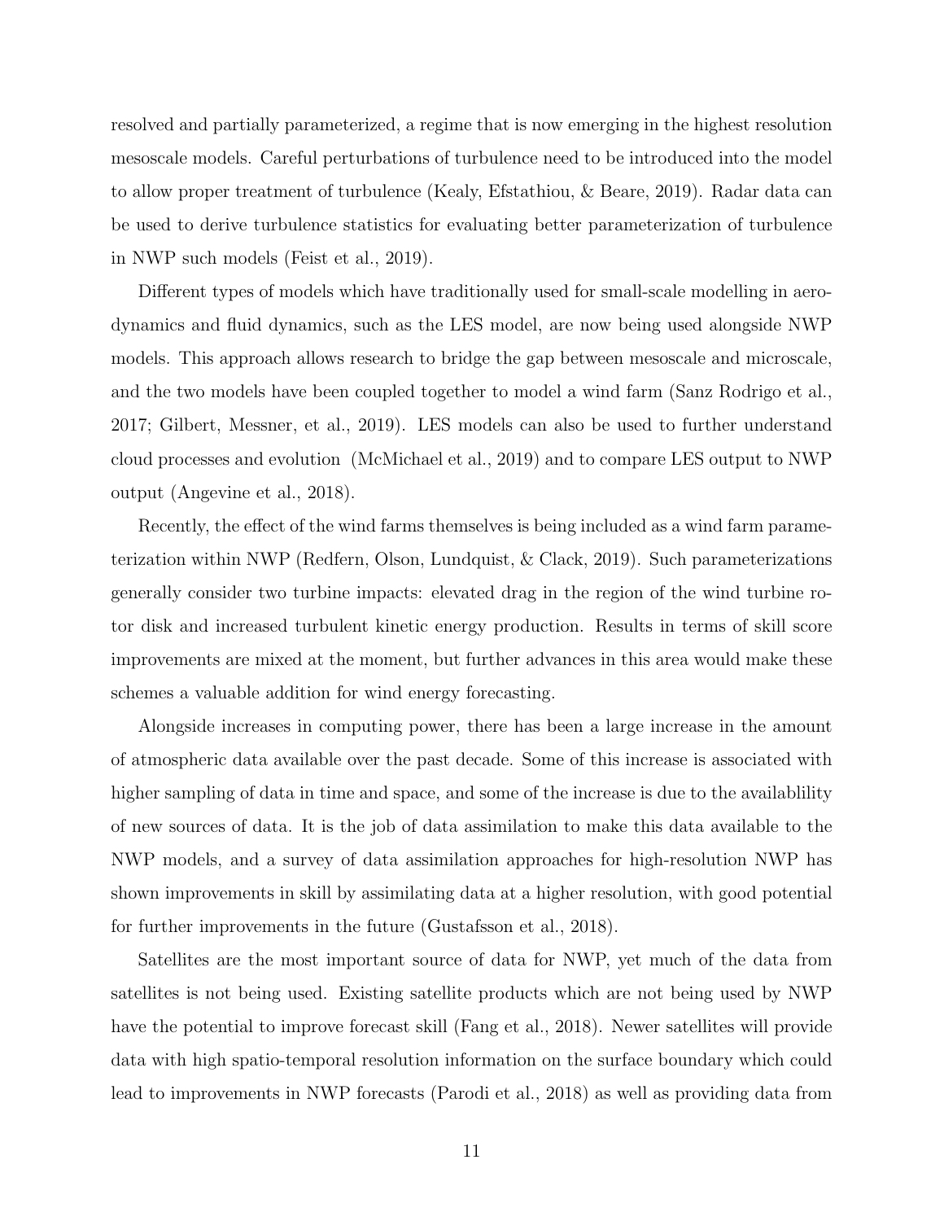resolved and partially parameterized, a regime that is now emerging in the highest resolution mesoscale models. Careful perturbations of turbulence need to be introduced into the model to allow proper treatment of turbulence (Kealy, Efstathiou, & Beare, 2019). Radar data can be used to derive turbulence statistics for evaluating better parameterization of turbulence in NWP such models (Feist et al., 2019).

Different types of models which have traditionally used for small-scale modelling in aerodynamics and fluid dynamics, such as the LES model, are now being used alongside NWP models. This approach allows research to bridge the gap between mesoscale and microscale, and the two models have been coupled together to model a wind farm (Sanz Rodrigo et al., 2017; Gilbert, Messner, et al., 2019). LES models can also be used to further understand cloud processes and evolution (McMichael et al., 2019) and to compare LES output to NWP output (Angevine et al., 2018).

Recently, the effect of the wind farms themselves is being included as a wind farm parameterization within NWP (Redfern, Olson, Lundquist, & Clack, 2019). Such parameterizations generally consider two turbine impacts: elevated drag in the region of the wind turbine rotor disk and increased turbulent kinetic energy production. Results in terms of skill score improvements are mixed at the moment, but further advances in this area would make these schemes a valuable addition for wind energy forecasting.

Alongside increases in computing power, there has been a large increase in the amount of atmospheric data available over the past decade. Some of this increase is associated with higher sampling of data in time and space, and some of the increase is due to the availablility of new sources of data. It is the job of data assimilation to make this data available to the NWP models, and a survey of data assimilation approaches for high-resolution NWP has shown improvements in skill by assimilating data at a higher resolution, with good potential for further improvements in the future (Gustafsson et al., 2018).

Satellites are the most important source of data for NWP, yet much of the data from satellites is not being used. Existing satellite products which are not being used by NWP have the potential to improve forecast skill (Fang et al., 2018). Newer satellites will provide data with high spatio-temporal resolution information on the surface boundary which could lead to improvements in NWP forecasts (Parodi et al., 2018) as well as providing data from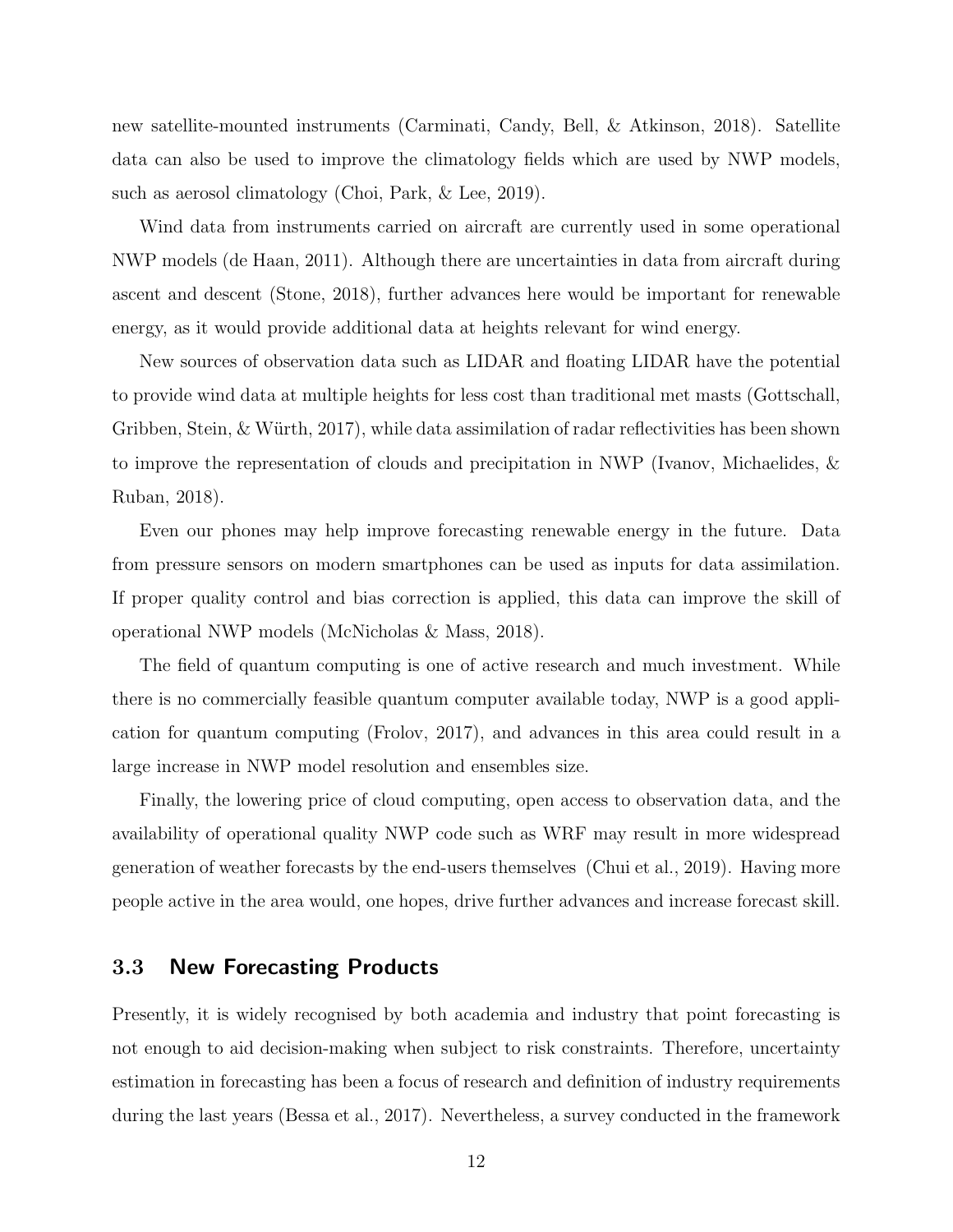new satellite-mounted instruments (Carminati, Candy, Bell, & Atkinson, 2018). Satellite data can also be used to improve the climatology fields which are used by NWP models, such as aerosol climatology (Choi, Park, & Lee, 2019).

Wind data from instruments carried on aircraft are currently used in some operational NWP models (de Haan, 2011). Although there are uncertainties in data from aircraft during ascent and descent (Stone, 2018), further advances here would be important for renewable energy, as it would provide additional data at heights relevant for wind energy.

New sources of observation data such as LIDAR and floating LIDAR have the potential to provide wind data at multiple heights for less cost than traditional met masts (Gottschall, Gribben, Stein, & Würth, 2017), while data assimilation of radar reflectivities has been shown to improve the representation of clouds and precipitation in NWP (Ivanov, Michaelides, & Ruban, 2018).

Even our phones may help improve forecasting renewable energy in the future. Data from pressure sensors on modern smartphones can be used as inputs for data assimilation. If proper quality control and bias correction is applied, this data can improve the skill of operational NWP models (McNicholas & Mass, 2018).

The field of quantum computing is one of active research and much investment. While there is no commercially feasible quantum computer available today, NWP is a good application for quantum computing (Frolov, 2017), and advances in this area could result in a large increase in NWP model resolution and ensembles size.

Finally, the lowering price of cloud computing, open access to observation data, and the availability of operational quality NWP code such as WRF may result in more widespread generation of weather forecasts by the end-users themselves (Chui et al., 2019). Having more people active in the area would, one hopes, drive further advances and increase forecast skill.

### 3.3 New Forecasting Products

Presently, it is widely recognised by both academia and industry that point forecasting is not enough to aid decision-making when subject to risk constraints. Therefore, uncertainty estimation in forecasting has been a focus of research and definition of industry requirements during the last years (Bessa et al., 2017). Nevertheless, a survey conducted in the framework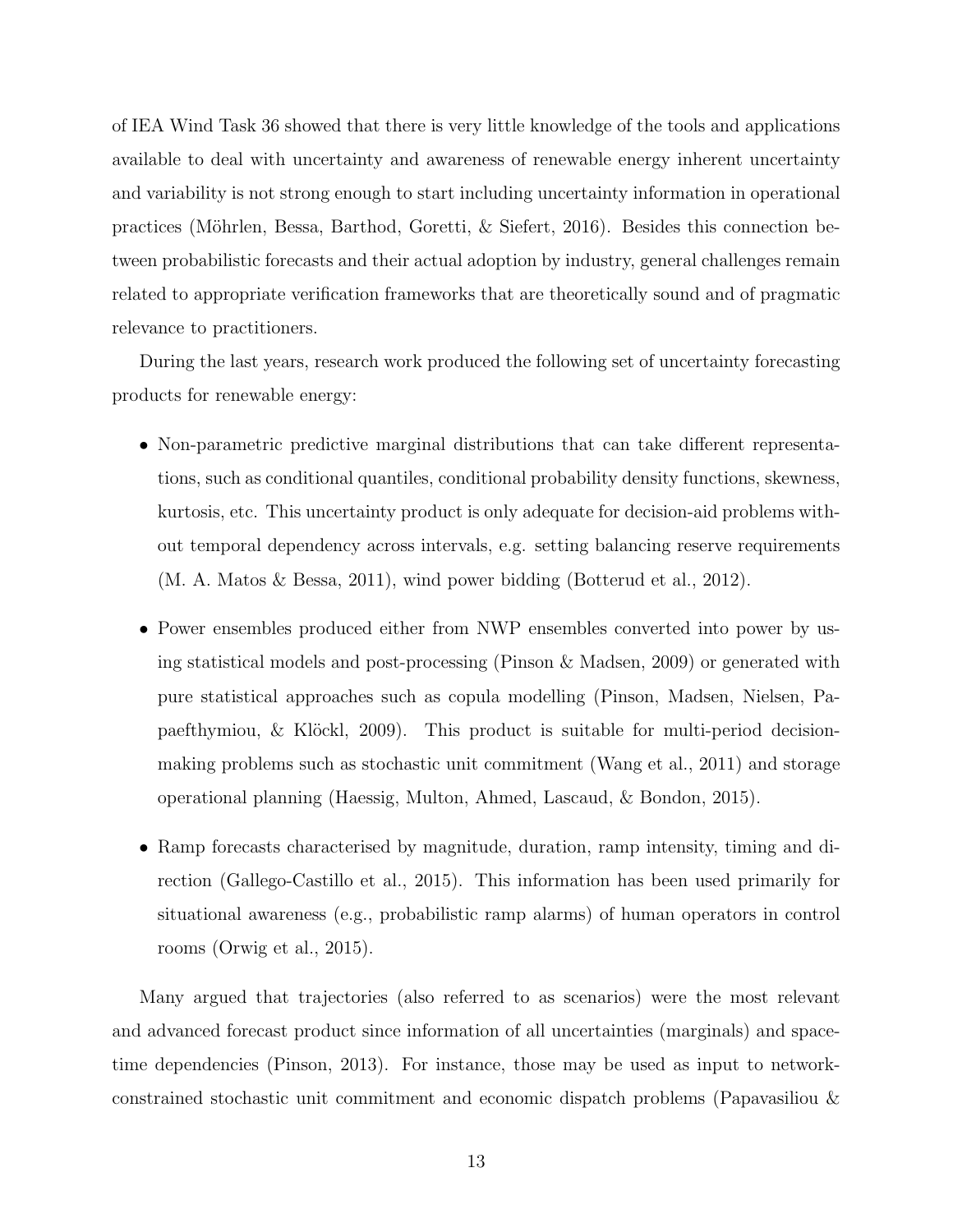of IEA Wind Task 36 showed that there is very little knowledge of the tools and applications available to deal with uncertainty and awareness of renewable energy inherent uncertainty and variability is not strong enough to start including uncertainty information in operational practices (Möhrlen, Bessa, Barthod, Goretti, & Siefert, 2016). Besides this connection between probabilistic forecasts and their actual adoption by industry, general challenges remain related to appropriate verification frameworks that are theoretically sound and of pragmatic relevance to practitioners.

During the last years, research work produced the following set of uncertainty forecasting products for renewable energy:

- Non-parametric predictive marginal distributions that can take different representations, such as conditional quantiles, conditional probability density functions, skewness, kurtosis, etc. This uncertainty product is only adequate for decision-aid problems without temporal dependency across intervals, e.g. setting balancing reserve requirements (M. A. Matos & Bessa, 2011), wind power bidding (Botterud et al., 2012).

- Power ensembles produced either from NWP ensembles converted into power by using statistical models and post-processing (Pinson & Madsen, 2009) or generated with pure statistical approaches such as copula modelling (Pinson, Madsen, Nielsen, Papaefthymiou, & Klöckl, 2009). This product is suitable for multi-period decision-making problems such as stochastic unit commitment (Wang et al., 2011) and storage operational planning (Haessig, Multon, Ahmed, Lascaud, & Bondon, 2015).

- Ramp forecasts characterised by magnitude, duration, ramp intensity, timing and direction (Gallego-Castillo et al., 2015). This information has been used primarily for situational awareness (e.g., probabilistic ramp alarms) of human operators in control rooms (Orwig et al., 2015).

Many argued that trajectories (also referred to as scenarios) were the most relevant and advanced forecast product since information of all uncertainties (marginals) and space-time dependencies (Pinson, 2013). For instance, those may be used as input to network-constrained stochastic unit commitment and economic dispatch problems (Papavasiliou &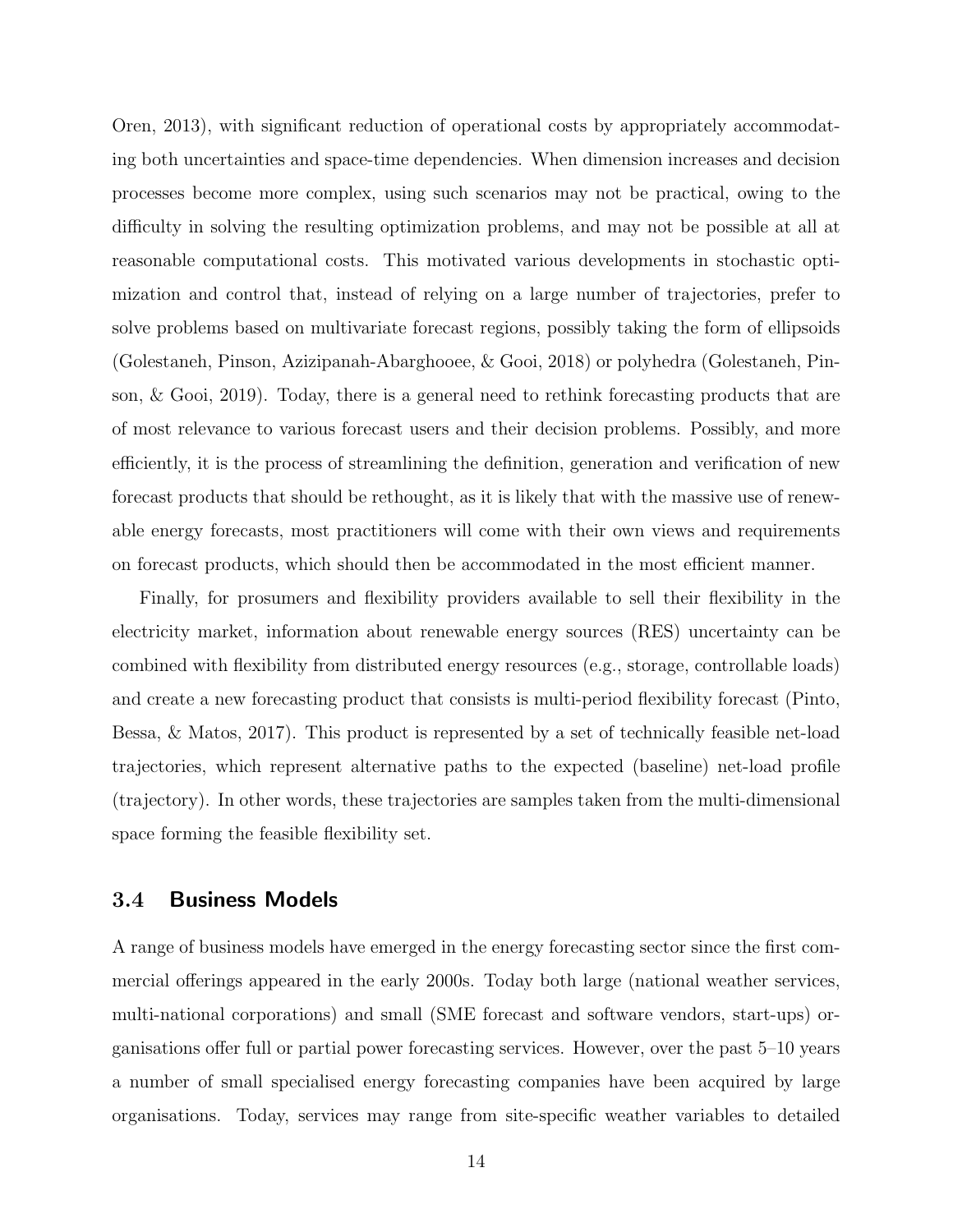Oren, 2013), with significant reduction of operational costs by appropriately accommodating both uncertainties and space-time dependencies. When dimension increases and decision processes become more complex, using such scenarios may not be practical, owing to the difficulty in solving the resulting optimization problems, and may not be possible at all at reasonable computational costs. This motivated various developments in stochastic optimization and control that, instead of relying on a large number of trajectories, prefer to solve problems based on multivariate forecast regions, possibly taking the form of ellipsoids (Golestaneh, Pinson, Azizipanah-Abarghooee, & Gooi, 2018) or polyhedra (Golestaneh, Pinson, & Gooi, 2019). Today, there is a general need to rethink forecasting products that are of most relevance to various forecast users and their decision problems. Possibly, and more efficiently, it is the process of streamlining the definition, generation and verification of new forecast products that should be rethought, as it is likely that with the massive use of renewable energy forecasts, most practitioners will come with their own views and requirements on forecast products, which should then be accommodated in the most efficient manner.

Finally, for prosumers and flexibility providers available to sell their flexibility in the electricity market, information about renewable energy sources (RES) uncertainty can be combined with flexibility from distributed energy resources (e.g., storage, controllable loads) and create a new forecasting product that consists is multi-period flexibility forecast (Pinto, Bessa, & Matos, 2017). This product is represented by a set of technically feasible net-load trajectories, which represent alternative paths to the expected (baseline) net-load profile (trajectory). In other words, these trajectories are samples taken from the multi-dimensional space forming the feasible flexibility set.

## 3.4 Business Models

A range of business models have emerged in the energy forecasting sector since the first commercial offerings appeared in the early 2000s. Today both large (national weather services, multi-national corporations) and small (SME forecast and software vendors, start-ups) organisations offer full or partial power forecasting services. However, over the past 5–10 years a number of small specialised energy forecasting companies have been acquired by large organisations. Today, services may range from site-specific weather variables to detailed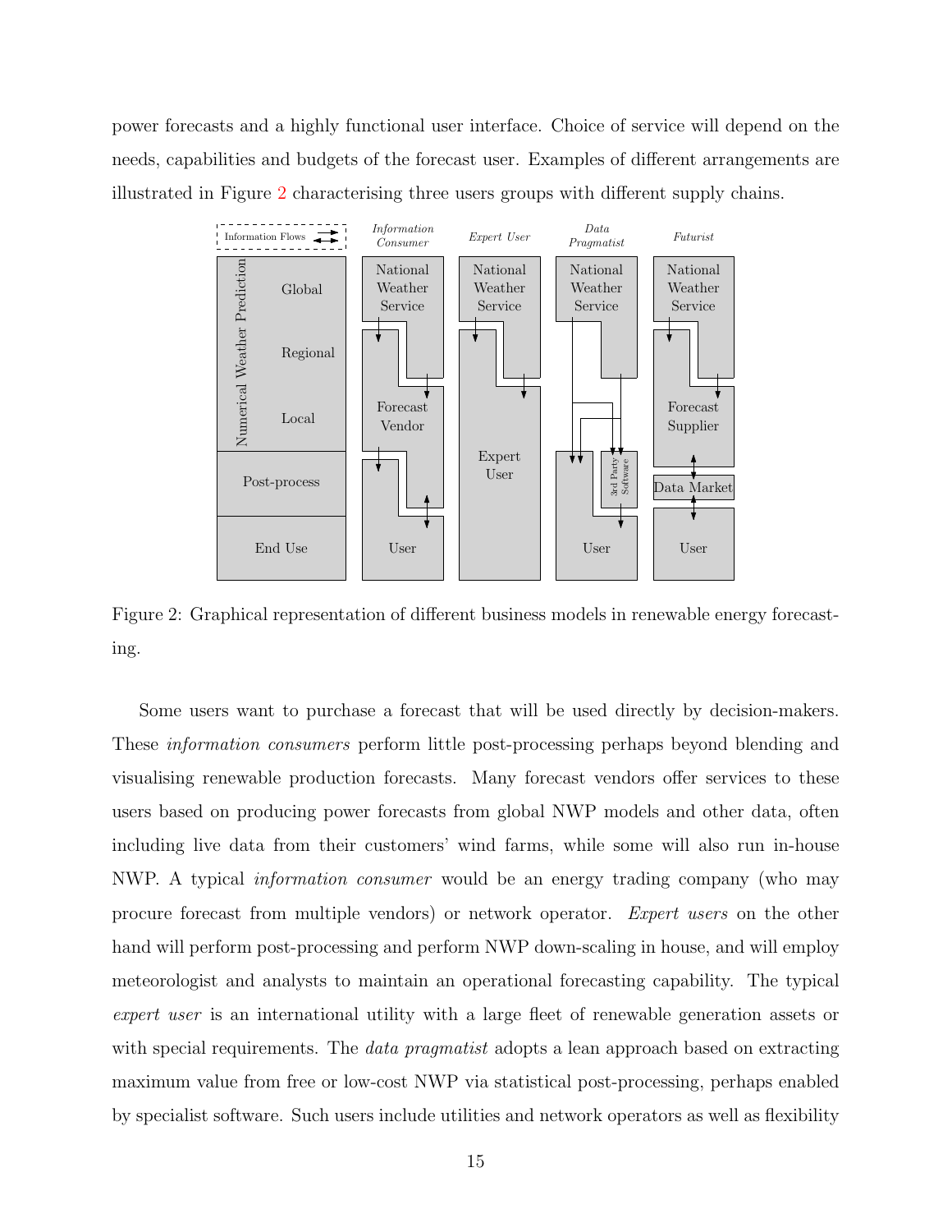power forecasts and a highly functional user interface. Choice of service will depend on the needs, capabilities and budgets of the forecast user. Examples of different arrangements are illustrated in Figure 2 characterising three users groups with different supply chains.

Figure 2: Graphical representation of different business models in renewable energy forecasting.

Some users want to purchase a forecast that will be used directly by decision-makers. These *information consumers* perform little post-processing perhaps beyond blending and visualising renewable production forecasts. Many forecast vendors offer services to these users based on producing power forecasts from global NWP models and other data, often including live data from their customers' wind farms, while some will also run in-house NWP. A typical *information consumer* would be an energy trading company (who may procure forecast from multiple vendors) or network operator. *Expert users* on the other hand will perform post-processing and perform NWP down-scaling in house, and will employ meteorologist and analysts to maintain an operational forecasting capability. The typical *expert user* is an international utility with a large fleet of renewable generation assets or with special requirements. The *data pragmatist* adopts a lean approach based on extracting maximum value from free or low-cost NWP via statistical post-processing, perhaps enabled by specialist software. Such users include utilities and network operators as well as flexibility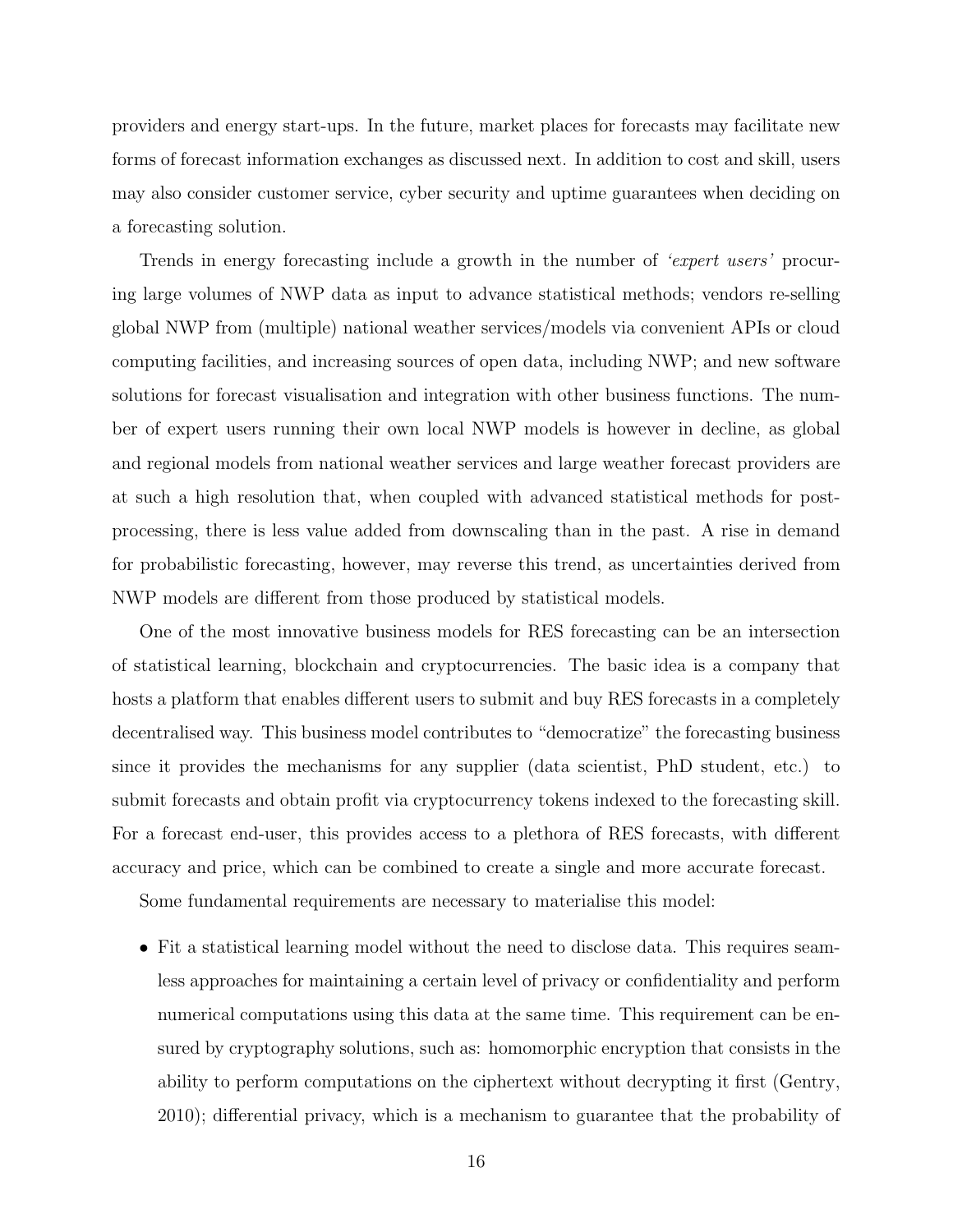providers and energy start-ups. In the future, market places for forecasts may facilitate new forms of forecast information exchanges as discussed next. In addition to cost and skill, users may also consider customer service, cyber security and uptime guarantees when deciding on a forecasting solution.

Trends in energy forecasting include a growth in the number of *'expert users'* procuring large volumes of NWP data as input to advance statistical methods; vendors re-selling global NWP from (multiple) national weather services/models via convenient APIs or cloud computing facilities, and increasing sources of open data, including NWP; and new software solutions for forecast visualisation and integration with other business functions. The number of expert users running their own local NWP models is however in decline, as global and regional models from national weather services and large weather forecast providers are at such a high resolution that, when coupled with advanced statistical methods for post-processing, there is less value added from downscaling than in the past. A rise in demand for probabilistic forecasting, however, may reverse this trend, as uncertainties derived from NWP models are different from those produced by statistical models.

One of the most innovative business models for RES forecasting can be an intersection of statistical learning, blockchain and cryptocurrencies. The basic idea is a company that hosts a platform that enables different users to submit and buy RES forecasts in a completely decentralised way. This business model contributes to "democratize" the forecasting business since it provides the mechanisms for any supplier (data scientist, PhD student, etc.) to submit forecasts and obtain profit via cryptocurrency tokens indexed to the forecasting skill. For a forecast end-user, this provides access to a plethora of RES forecasts, with different accuracy and price, which can be combined to create a single and more accurate forecast.

Some fundamental requirements are necessary to materialise this model:

- Fit a statistical learning model without the need to disclose data. This requires seamless approaches for maintaining a certain level of privacy or confidentiality and perform numerical computations using this data at the same time. This requirement can be ensured by cryptography solutions, such as: homomorphic encryption that consists in the ability to perform computations on the ciphertext without decrypting it first (Gentry, 2010); differential privacy, which is a mechanism to guarantee that the probability of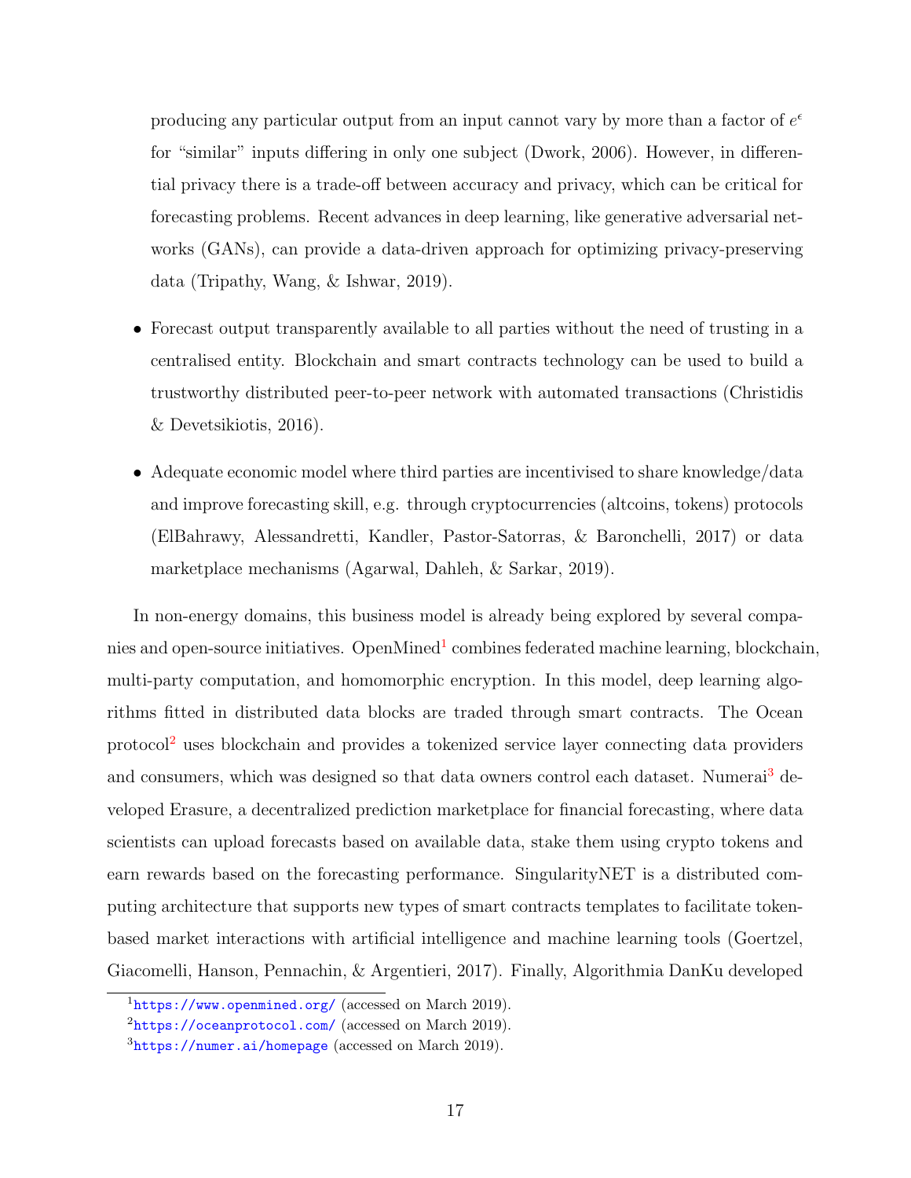producing any particular output from an input cannot vary by more than a factor of $e^{\epsilon}$ for "similar" inputs differing in only one subject (Dwork, 2006). However, in differential privacy there is a trade-off between accuracy and privacy, which can be critical for forecasting problems. Recent advances in deep learning, like generative adversarial networks (GANs), can provide a data-driven approach for optimizing privacy-preserving data (Tripathy, Wang, & Ishwar, 2019).

- Forecast output transparently available to all parties without the need of trusting in a centralised entity. Blockchain and smart contracts technology can be used to build a trustworthy distributed peer-to-peer network with automated transactions (Christidis & Devetsikiotis, 2016).
- Adequate economic model where third parties are incentivised to share knowledge/data and improve forecasting skill, e.g. through cryptocurrencies (altcoins, tokens) protocols (ElBahrawy, Alessandretti, Kandler, Pastor-Satorras, & Baronchelli, 2017) or data marketplace mechanisms (Agarwal, Dahleh, & Sarkar, 2019).

In non-energy domains, this business model is already being explored by several companies and open-source initiatives. OpenMined[1] combines federated machine learning, blockchain, multi-party computation, and homomorphic encryption. In this model, deep learning algorithms fitted in distributed data blocks are traded through smart contracts. The Ocean protocol[2] uses blockchain and provides a tokenized service layer connecting data providers and consumers, which was designed so that data owners control each dataset. Numerai[3] developed Erasure, a decentralized prediction marketplace for financial forecasting, where data scientists can upload forecasts based on available data, stake them using crypto tokens and earn rewards based on the forecasting performance. SingularityNET is a distributed computing architecture that supports new types of smart contracts templates to facilitate token-based market interactions with artificial intelligence and machine learning tools (Goertzel, Giacomelli, Hanson, Pennachin, & Argentieri, 2017). Finally, Algorithmia DanKu developed

[1] https://www.openmined.org/ (accessed on March 2019).

[2] https://oceanprotocol.com/ (accessed on March 2019).

[3] https://numer.ai/homepage (accessed on March 2019).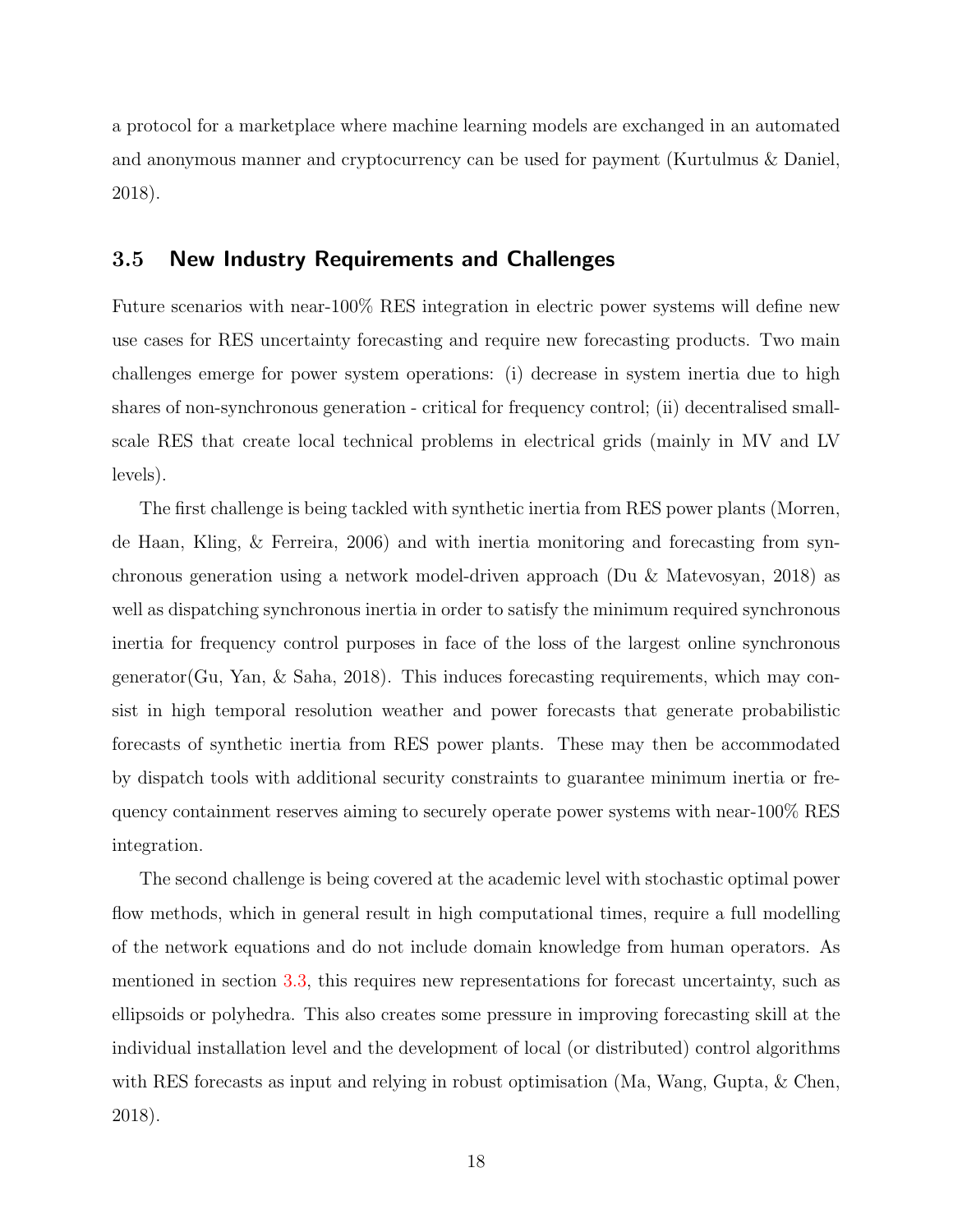a protocol for a marketplace where machine learning models are exchanged in an automated and anonymous manner and cryptocurrency can be used for payment (Kurtulmus & Daniel, 2018).

### 3.5 New Industry Requirements and Challenges

Future scenarios with near-100% RES integration in electric power systems will define new use cases for RES uncertainty forecasting and require new forecasting products. Two main challenges emerge for power system operations: (i) decrease in system inertia due to high shares of non-synchronous generation - critical for frequency control; (ii) decentralised small-scale RES that create local technical problems in electrical grids (mainly in MV and LV levels).

The first challenge is being tackled with synthetic inertia from RES power plants (Morren, de Haan, Kling, & Ferreira, 2006) and with inertia monitoring and forecasting from synchronous generation using a network model-driven approach (Du & Matevosyan, 2018) as well as dispatching synchronous inertia in order to satisfy the minimum required synchronous inertia for frequency control purposes in face of the loss of the largest online synchronous generator(Gu, Yan, & Saha, 2018). This induces forecasting requirements, which may consist in high temporal resolution weather and power forecasts that generate probabilistic forecasts of synthetic inertia from RES power plants. These may then be accommodated by dispatch tools with additional security constraints to guarantee minimum inertia or frequency containment reserves aiming to securely operate power systems with near-100% RES integration.

The second challenge is being covered at the academic level with stochastic optimal power flow methods, which in general result in high computational times, require a full modelling of the network equations and do not include domain knowledge from human operators. As mentioned in section 3.3, this requires new representations for forecast uncertainty, such as ellipsoids or polyhedra. This also creates some pressure in improving forecasting skill at the individual installation level and the development of local (or distributed) control algorithms with RES forecasts as input and relying in robust optimisation (Ma, Wang, Gupta, & Chen, 2018).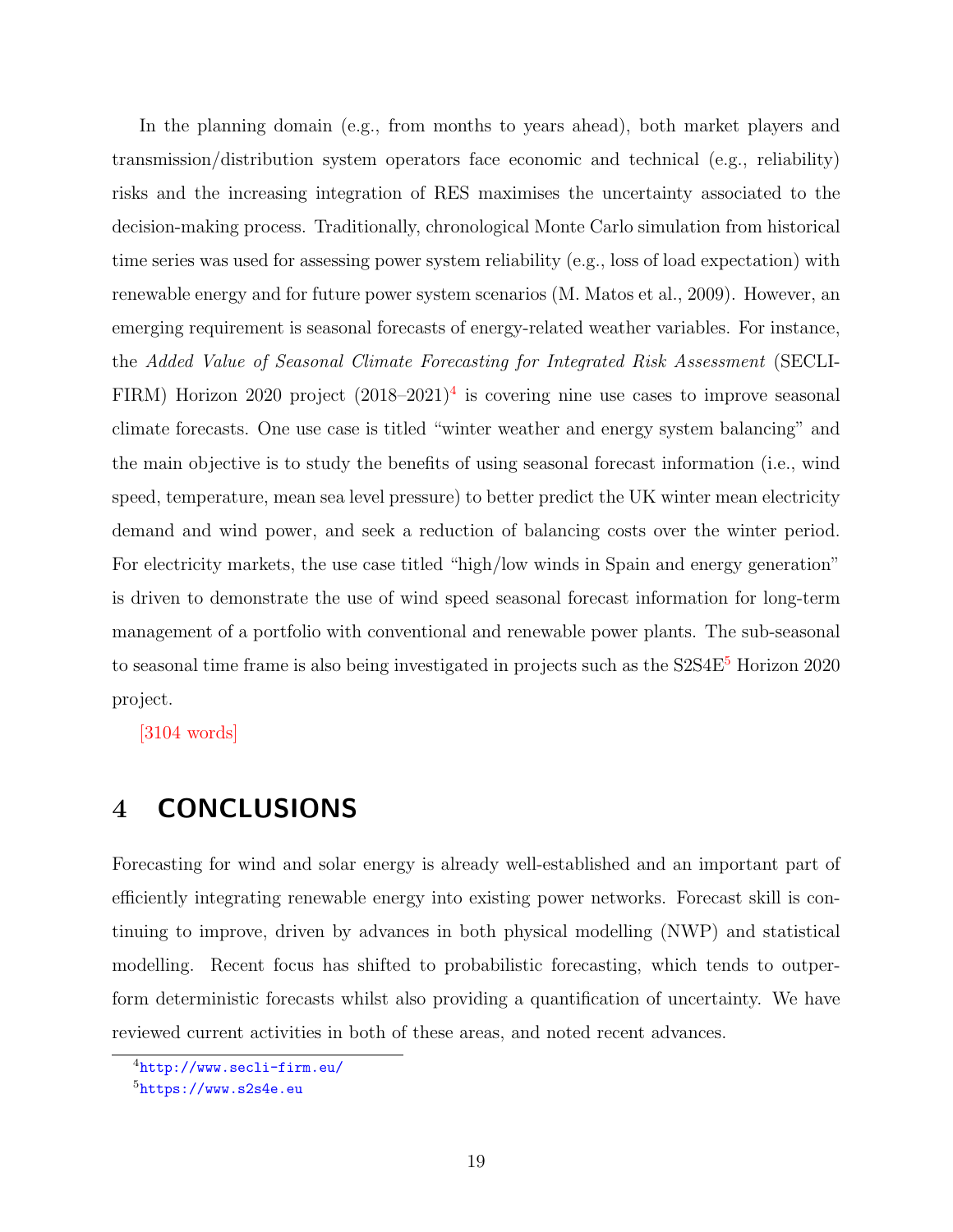In the planning domain (e.g., from months to years ahead), both market players and transmission/distribution system operators face economic and technical (e.g., reliability) risks and the increasing integration of RES maximises the uncertainty associated to the decision-making process. Traditionally, chronological Monte Carlo simulation from historical time series was used for assessing power system reliability (e.g., loss of load expectation) with renewable energy and for future power system scenarios (M. Matos et al., 2009). However, an emerging requirement is seasonal forecasts of energy-related weather variables. For instance, the *Added Value of Seasonal Climate Forecasting for Integrated Risk Assessment* (SECLI-FIRM) Horizon 2020 project (2018–2021)[4] is covering nine use cases to improve seasonal climate forecasts. One use case is titled "winter weather and energy system balancing" and the main objective is to study the benefits of using seasonal forecast information (i.e., wind speed, temperature, mean sea level pressure) to better predict the UK winter mean electricity demand and wind power, and seek a reduction of balancing costs over the winter period. For electricity markets, the use case titled "high/low winds in Spain and energy generation" is driven to demonstrate the use of wind speed seasonal forecast information for long-term management of a portfolio with conventional and renewable power plants. The sub-seasonal to seasonal time frame is also being investigated in projects such as the S2S4E[5] Horizon 2020 project.

[3104 words]

# 4 CONCLUSIONS

Forecasting for wind and solar energy is already well-established and an important part of efficiently integrating renewable energy into existing power networks. Forecast skill is continuing to improve, driven by advances in both physical modelling (NWP) and statistical modelling. Recent focus has shifted to probabilistic forecasting, which tends to outperform deterministic forecasts whilst also providing a quantification of uncertainty. We have reviewed current activities in both of these areas, and noted recent advances.

[4] http://www.secli-firm.eu/

[5] https://www.s2s4e.eu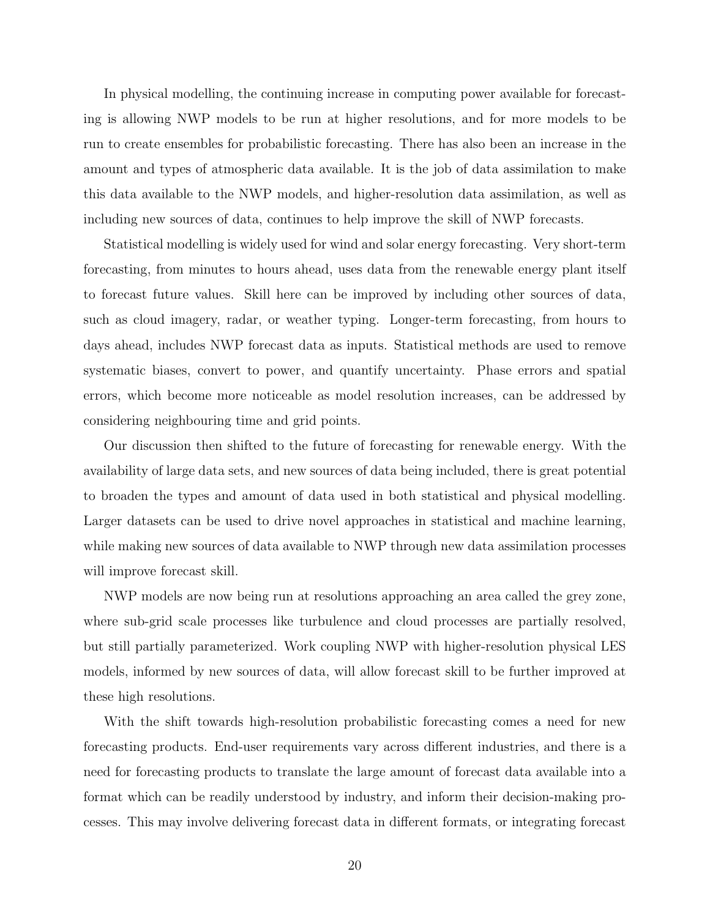In physical modelling, the continuing increase in computing power available for forecasting is allowing NWP models to be run at higher resolutions, and for more models to be run to create ensembles for probabilistic forecasting. There has also been an increase in the amount and types of atmospheric data available. It is the job of data assimilation to make this data available to the NWP models, and higher-resolution data assimilation, as well as including new sources of data, continues to help improve the skill of NWP forecasts.

Statistical modelling is widely used for wind and solar energy forecasting. Very short-term forecasting, from minutes to hours ahead, uses data from the renewable energy plant itself to forecast future values. Skill here can be improved by including other sources of data, such as cloud imagery, radar, or weather typing. Longer-term forecasting, from hours to days ahead, includes NWP forecast data as inputs. Statistical methods are used to remove systematic biases, convert to power, and quantify uncertainty. Phase errors and spatial errors, which become more noticeable as model resolution increases, can be addressed by considering neighbouring time and grid points.

Our discussion then shifted to the future of forecasting for renewable energy. With the availability of large data sets, and new sources of data being included, there is great potential to broaden the types and amount of data used in both statistical and physical modelling. Larger datasets can be used to drive novel approaches in statistical and machine learning, while making new sources of data available to NWP through new data assimilation processes will improve forecast skill.

NWP models are now being run at resolutions approaching an area called the grey zone, where sub-grid scale processes like turbulence and cloud processes are partially resolved, but still partially parameterized. Work coupling NWP with higher-resolution physical LES models, informed by new sources of data, will allow forecast skill to be further improved at these high resolutions.

With the shift towards high-resolution probabilistic forecasting comes a need for new forecasting products. End-user requirements vary across different industries, and there is a need for forecasting products to translate the large amount of forecast data available into a format which can be readily understood by industry, and inform their decision-making processes. This may involve delivering forecast data in different formats, or integrating forecast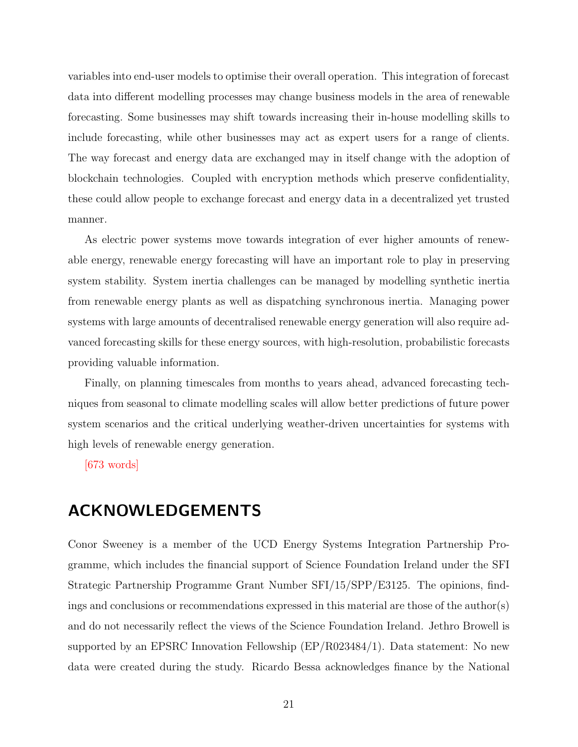variables into end-user models to optimise their overall operation. This integration of forecast data into different modelling processes may change business models in the area of renewable forecasting. Some businesses may shift towards increasing their in-house modelling skills to include forecasting, while other businesses may act as expert users for a range of clients. The way forecast and energy data are exchanged may in itself change with the adoption of blockchain technologies. Coupled with encryption methods which preserve confidentiality, these could allow people to exchange forecast and energy data in a decentralized yet trusted manner.

As electric power systems move towards integration of ever higher amounts of renewable energy, renewable energy forecasting will have an important role to play in preserving system stability. System inertia challenges can be managed by modelling synthetic inertia from renewable energy plants as well as dispatching synchronous inertia. Managing power systems with large amounts of decentralised renewable energy generation will also require advanced forecasting skills for these energy sources, with high-resolution, probabilistic forecasts providing valuable information.

Finally, on planning timescales from months to years ahead, advanced forecasting techniques from seasonal to climate modelling scales will allow better predictions of future power system scenarios and the critical underlying weather-driven uncertainties for systems with high levels of renewable energy generation.

[673 words]

## ACKNOWLEDGEMENTS

Conor Sweeney is a member of the UCD Energy Systems Integration Partnership Programme, which includes the financial support of Science Foundation Ireland under the SFI Strategic Partnership Programme Grant Number SFI/15/SPP/E3125. The opinions, findings and conclusions or recommendations expressed in this material are those of the author(s) and do not necessarily reflect the views of the Science Foundation Ireland. Jethro Browell is supported by an EPSRC Innovation Fellowship (EP/R023484/1). Data statement: No new data were created during the study. Ricardo Bessa acknowledges finance by the National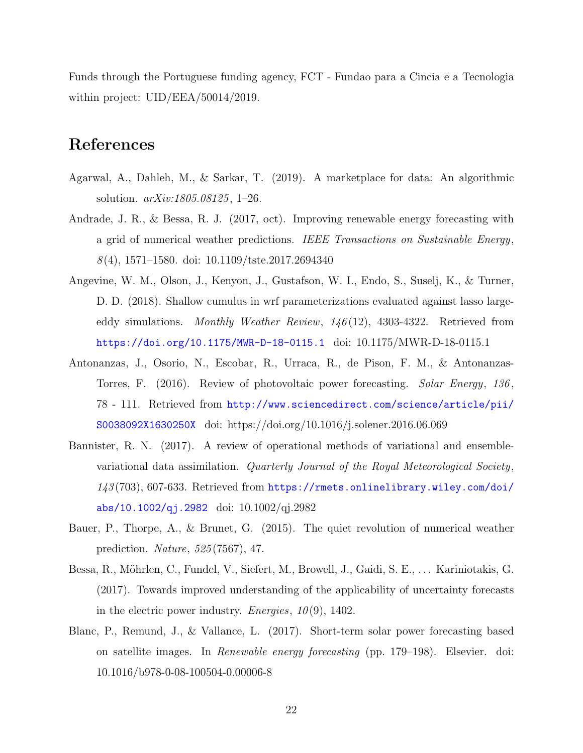Funds through the Portuguese funding agency, FCT - Fundao para a Cincia e a Tecnologia within project: UID/EEA/50014/2019.

# References

Agarwal, A., Dahleh, M., & Sarkar, T. (2019). A marketplace for data: An algorithmic solution. *arXiv:1805.08125*, 1–26.

Andrade, J. R., & Bessa, R. J. (2017, oct). Improving renewable energy forecasting with a grid of numerical weather predictions. *IEEE Transactions on Sustainable Energy*, *8*(4), 1571–1580. doi: 10.1109/tste.2017.2694340

Angevine, W. M., Olson, J., Kenyon, J., Gustafson, W. I., Endo, S., Suselj, K., & Turner, D. D. (2018). Shallow cumulus in wrf parameterizations evaluated against lasso large-eddy simulations. *Monthly Weather Review*, *146*(12), 4303-4322. Retrieved from https://doi.org/10.1175/MWR-D-18-0115.1 doi: 10.1175/MWR-D-18-0115.1

Antonanzas, J., Osorio, N., Escobar, R., Urraca, R., de Pison, F. M., & Antonanzas-Torres, F. (2016). Review of photovoltaic power forecasting. *Solar Energy*, *136*, 78 - 111. Retrieved from http://www.sciencedirect.com/science/article/pii/S0038092X1630250X doi: https://doi.org/10.1016/j.solener.2016.06.069

Bannister, R. N. (2017). A review of operational methods of variational and ensemble-variational data assimilation. *Quarterly Journal of the Royal Meteorological Society*, *143*(703), 607-633. Retrieved from https://rmets.onlinelibrary.wiley.com/doi/abs/10.1002/qj.2982 doi: 10.1002/qj.2982

Bauer, P., Thorpe, A., & Brunet, G. (2015). The quiet revolution of numerical weather prediction. *Nature*, *525*(7567), 47.

Bessa, R., Möhrlen, C., Fundel, V., Siefert, M., Browell, J., Gaidi, S. E., ... Kariniotakis, G. (2017). Towards improved understanding of the applicability of uncertainty forecasts in the electric power industry. *Energies*, *10*(9), 1402.

Blanc, P., Remund, J., & Vallance, L. (2017). Short-term solar power forecasting based on satellite images. In *Renewable energy forecasting* (pp. 179–198). Elsevier. doi: 10.1016/b978-0-08-100504-0.00006-8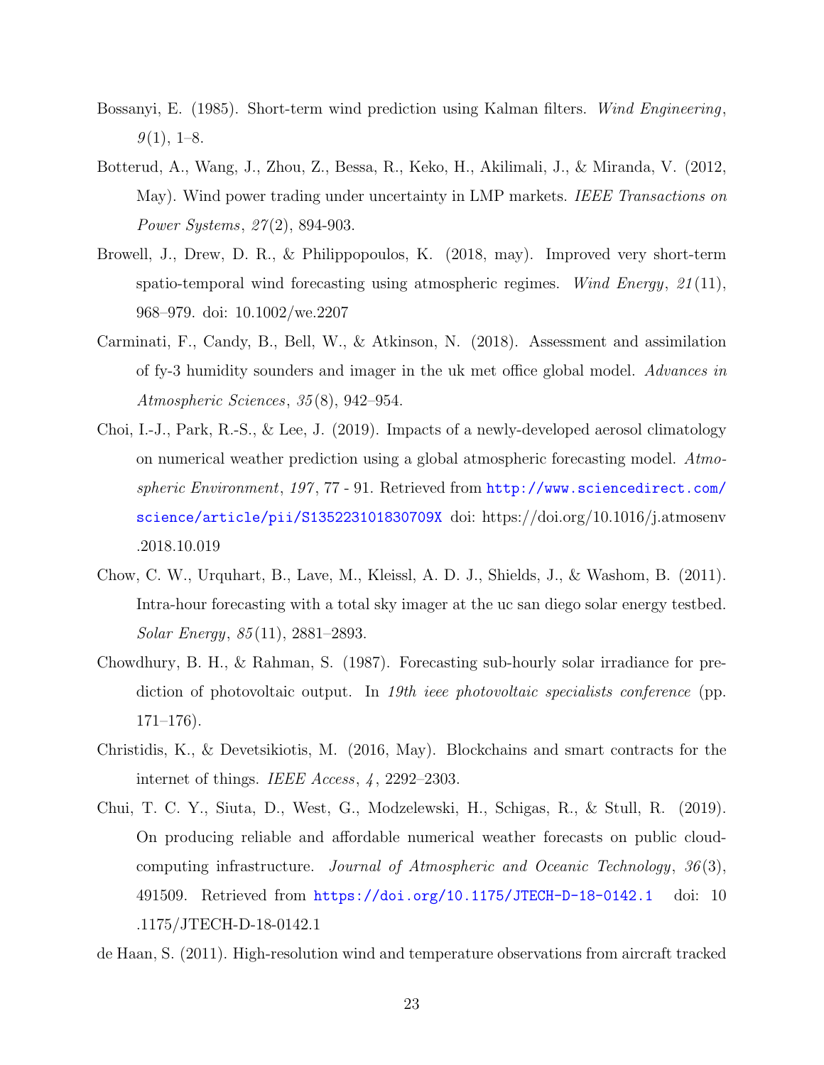Bossanyi, E. (1985). Short-term wind prediction using Kalman filters. *Wind Engineering*, *9*(1), 1–8.

Botterud, A., Wang, J., Zhou, Z., Bessa, R., Keko, H., Akilimali, J., & Miranda, V. (2012, May). Wind power trading under uncertainty in LMP markets. *IEEE Transactions on Power Systems*, *27*(2), 894-903.

Browell, J., Drew, D. R., & Philippopoulos, K. (2018, may). Improved very short-term spatio-temporal wind forecasting using atmospheric regimes. *Wind Energy*, *21*(11), 968–979. doi: 10.1002/we.2207

Carminati, F., Candy, B., Bell, W., & Atkinson, N. (2018). Assessment and assimilation of fy-3 humidity sounders and imager in the uk met office global model. *Advances in Atmospheric Sciences*, *35*(8), 942–954.

Choi, I.-J., Park, R.-S., & Lee, J. (2019). Impacts of a newly-developed aerosol climatology on numerical weather prediction using a global atmospheric forecasting model. *Atmospheric Environment*, *197*, 77 - 91. Retrieved from http://www.sciencedirect.com/science/article/pii/S135223101830709X doi: https://doi.org/10.1016/j.atmosenv.2018.10.019

Chow, C. W., Urquhart, B., Lave, M., Kleissl, A. D. J., Shields, J., & Washom, B. (2011). Intra-hour forecasting with a total sky imager at the uc san diego solar energy testbed. *Solar Energy*, *85*(11), 2881–2893.

Chowdhury, B. H., & Rahman, S. (1987). Forecasting sub-hourly solar irradiance for prediction of photovoltaic output. In *19th ieee photovoltaic specialists conference* (pp. 171–176).

Christidis, K., & Devetsikiotis, M. (2016, May). Blockchains and smart contracts for the internet of things. *IEEE Access*, *4*, 2292–2303.

Chui, T. C. Y., Siuta, D., West, G., Modzelewski, H., Schigas, R., & Stull, R. (2019). On producing reliable and affordable numerical weather forecasts on public cloud-computing infrastructure. *Journal of Atmospheric and Oceanic Technology*, *36*(3), 491509. Retrieved from https://doi.org/10.1175/JTECH-D-18-0142.1 doi: 10.1175/JTECH-D-18-0142.1

de Haan, S. (2011). High-resolution wind and temperature observations from aircraft tracked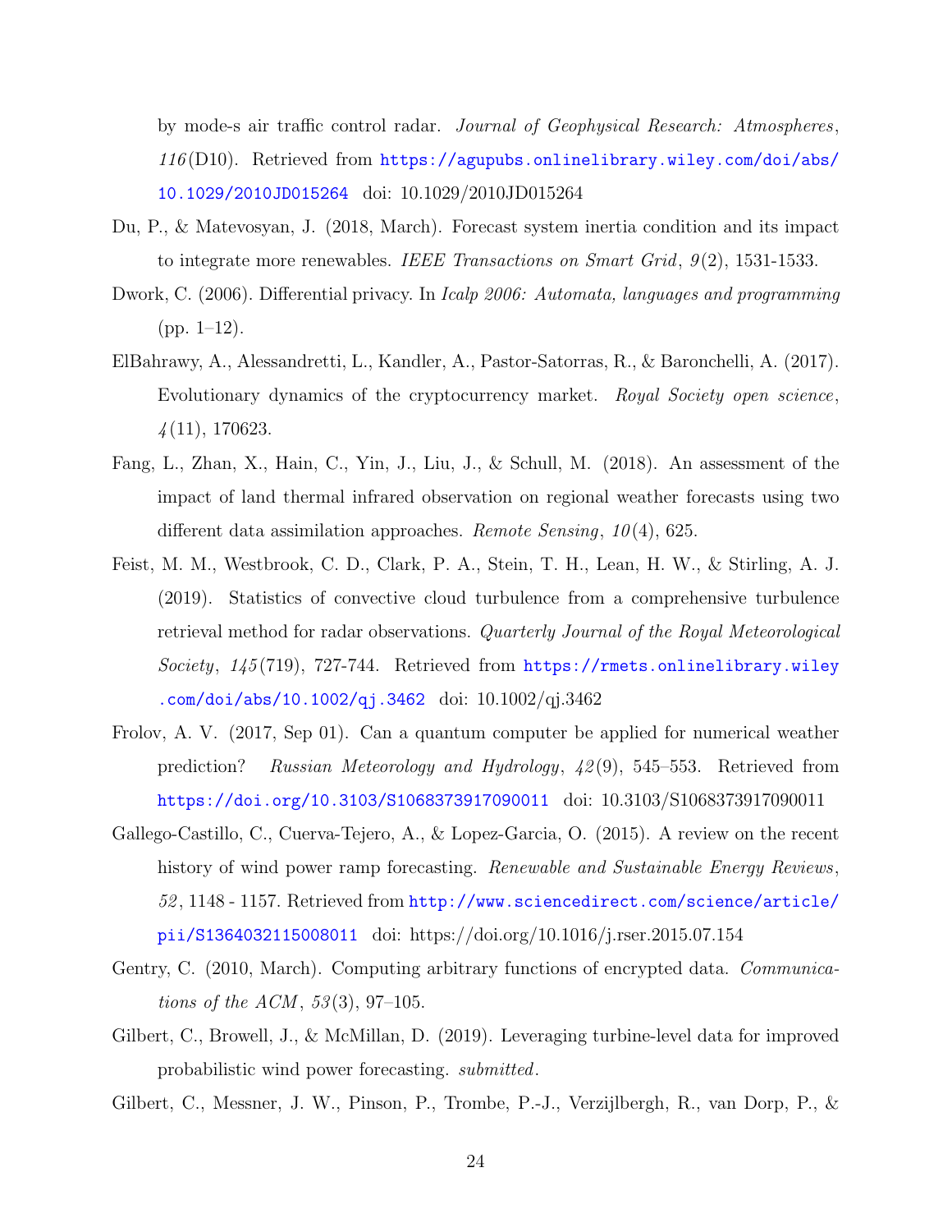by mode-s air traffic control radar. *Journal of Geophysical Research: Atmospheres*, *116*(D10). Retrieved from https://agupubs.onlinelibrary.wiley.com/doi/abs/10.1029/2010JD015264 doi: 10.1029/2010JD015264

Du, P., & Matevosyan, J. (2018, March). Forecast system inertia condition and its impact to integrate more renewables. *IEEE Transactions on Smart Grid*, *9*(2), 1531-1533.

Dwork, C. (2006). Differential privacy. In *Icalp 2006: Automata, languages and programming* (pp. 1–12).

ElBahrawy, A., Alessandretti, L., Kandler, A., Pastor-Satorras, R., & Baronchelli, A. (2017). Evolutionary dynamics of the cryptocurrency market. *Royal Society open science*, *4*(11), 170623.

Fang, L., Zhan, X., Hain, C., Yin, J., Liu, J., & Schull, M. (2018). An assessment of the impact of land thermal infrared observation on regional weather forecasts using two different data assimilation approaches. *Remote Sensing*, *10*(4), 625.

Feist, M. M., Westbrook, C. D., Clark, P. A., Stein, T. H., Lean, H. W., & Stirling, A. J. (2019). Statistics of convective cloud turbulence from a comprehensive turbulence retrieval method for radar observations. *Quarterly Journal of the Royal Meteorological Society*, *145*(719), 727-744. Retrieved from https://rmets.onlinelibrary.wiley.com/doi/abs/10.1002/qj.3462 doi: 10.1002/qj.3462

Frolov, A. V. (2017, Sep 01). Can a quantum computer be applied for numerical weather prediction? *Russian Meteorology and Hydrology*, *42*(9), 545–553. Retrieved from https://doi.org/10.3103/S1068373917090011 doi: 10.3103/S1068373917090011

Gallego-Castillo, C., Cuerva-Tejero, A., & Lopez-Garcia, O. (2015). A review on the recent history of wind power ramp forecasting. *Renewable and Sustainable Energy Reviews*, *52*, 1148 - 1157. Retrieved from http://www.sciencedirect.com/science/article/pii/S1364032115008011 doi: https://doi.org/10.1016/j.rser.2015.07.154

Gentry, C. (2010, March). Computing arbitrary functions of encrypted data. *Communications of the ACM*, *53*(3), 97–105.

Gilbert, C., Browell, J., & McMillan, D. (2019). Leveraging turbine-level data for improved probabilistic wind power forecasting. *submitted*.

Gilbert, C., Messner, J. W., Pinson, P., Trombe, P.-J., Verzijlbergh, R., van Dorp, P., &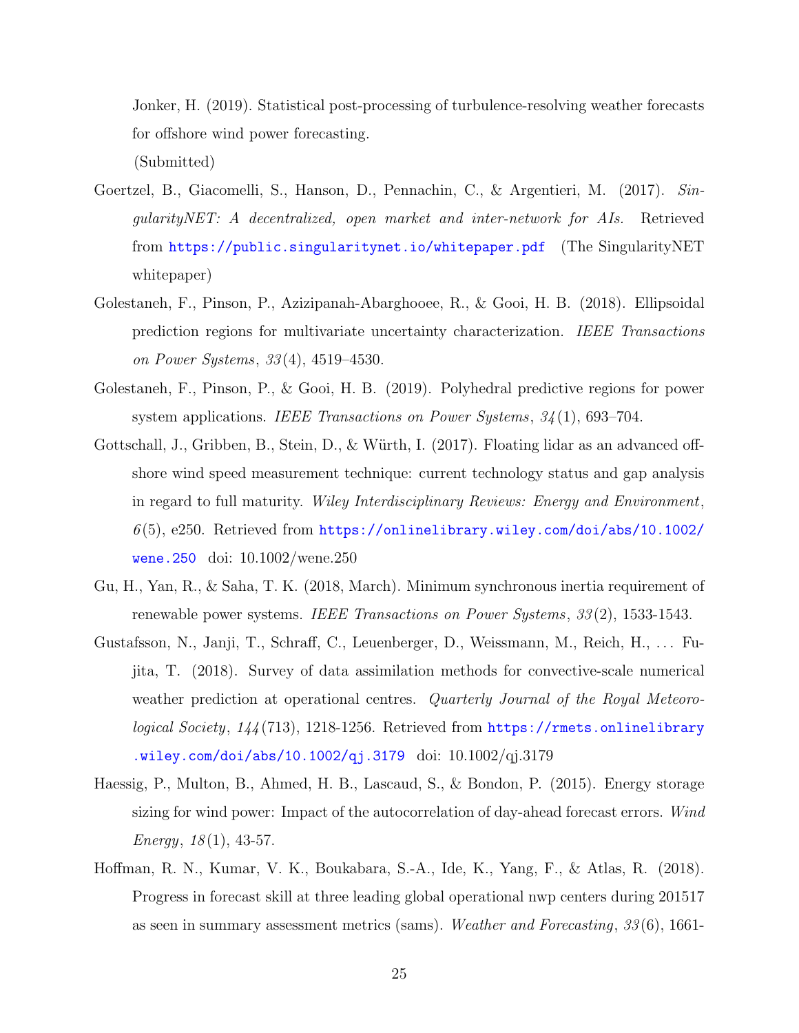Jonker, H. (2019). Statistical post-processing of turbulence-resolving weather forecasts for offshore wind power forecasting. (Submitted)

Goertzel, B., Giacomelli, S., Hanson, D., Pennachin, C., & Argentieri, M. (2017). *SingularityNET: A decentralized, open market and inter-network for AIs.* Retrieved from https://public.singularitynet.io/whitepaper.pdf (The SingularityNET whitepaper)

Golestaneh, F., Pinson, P., Azizipanah-Abarghooee, R., & Gooi, H. B. (2018). Ellipsoidal prediction regions for multivariate uncertainty characterization. *IEEE Transactions on Power Systems*, *33*(4), 4519–4530.

Golestaneh, F., Pinson, P., & Gooi, H. B. (2019). Polyhedral predictive regions for power system applications. *IEEE Transactions on Power Systems*, *34*(1), 693–704.

Gottschall, J., Gribben, B., Stein, D., & Würth, I. (2017). Floating lidar as an advanced offshore wind speed measurement technique: current technology status and gap analysis in regard to full maturity. *Wiley Interdisciplinary Reviews: Energy and Environment*, *6*(5), e250. Retrieved from https://onlinelibrary.wiley.com/doi/abs/10.1002/wene.250 doi: 10.1002/wene.250

Gu, H., Yan, R., & Saha, T. K. (2018, March). Minimum synchronous inertia requirement of renewable power systems. *IEEE Transactions on Power Systems*, *33*(2), 1533-1543.

Gustafsson, N., Janji, T., Schraff, C., Leuenberger, D., Weissmann, M., Reich, H., ... Fujita, T. (2018). Survey of data assimilation methods for convective-scale numerical weather prediction at operational centres. *Quarterly Journal of the Royal Meteorological Society*, *144*(713), 1218-1256. Retrieved from https://rmets.onlinelibrary.wiley.com/doi/abs/10.1002/qj.3179 doi: 10.1002/qj.3179

Haessig, P., Multon, B., Ahmed, H. B., Lascaud, S., & Bondon, P. (2015). Energy storage sizing for wind power: Impact of the autocorrelation of day-ahead forecast errors. *Wind Energy*, *18*(1), 43-57.

Hoffman, R. N., Kumar, V. K., Boukabara, S.-A., Ide, K., Yang, F., & Atlas, R. (2018). Progress in forecast skill at three leading global operational nwp centers during 201517 as seen in summary assessment metrics (sams). *Weather and Forecasting*, *33*(6), 1661-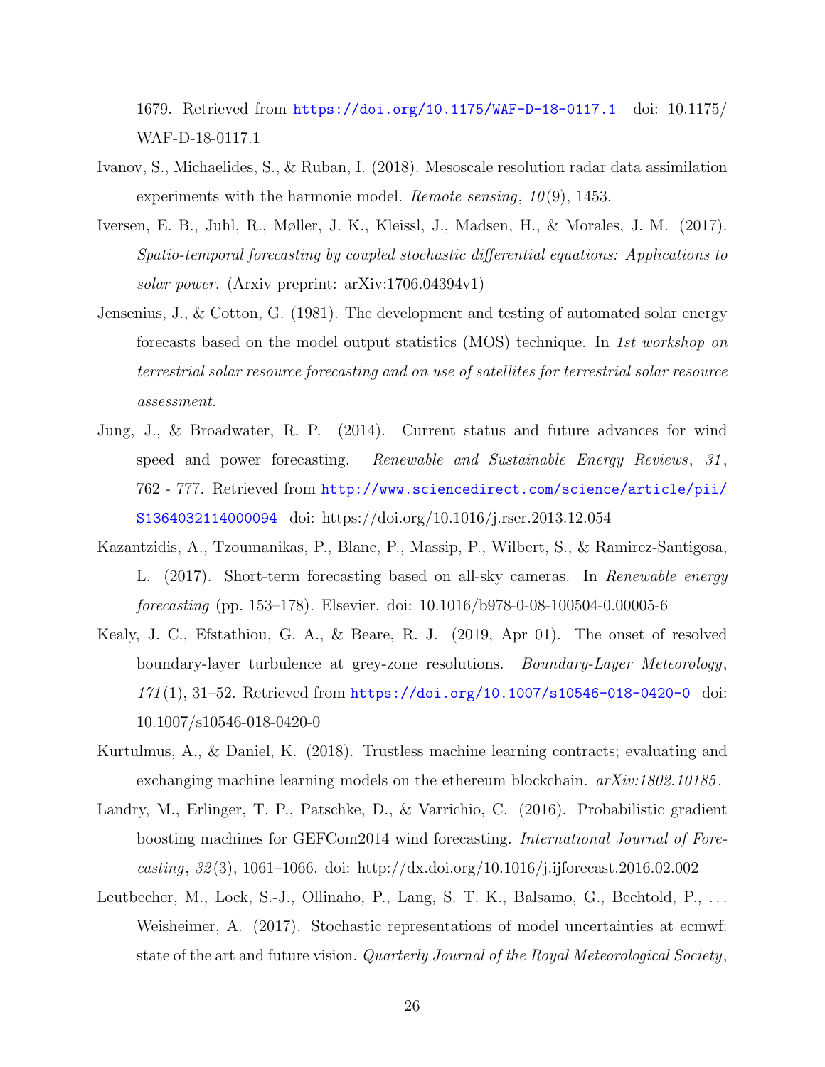1679. Retrieved from https://doi.org/10.1175/WAF-D-18-0117.1 doi: 10.1175/WAF-D-18-0117.1

Ivanov, S., Michaelides, S., & Ruban, I. (2018). Mesoscale resolution radar data assimilation experiments with the harmonie model. *Remote sensing*, *10*(9), 1453.

Iversen, E. B., Juhl, R., Møller, J. K., Kleissl, J., Madsen, H., & Morales, J. M. (2017). *Spatio-temporal forecasting by coupled stochastic differential equations: Applications to solar power.* (Arxiv preprint: arXiv:1706.04394v1)

Jensenius, J., & Cotton, G. (1981). The development and testing of automated solar energy forecasts based on the model output statistics (MOS) technique. In *1st workshop on terrestrial solar resource forecasting and on use of satellites for terrestrial solar resource assessment.*

Jung, J., & Broadwater, R. P. (2014). Current status and future advances for wind speed and power forecasting. *Renewable and Sustainable Energy Reviews*, *31*, 762 - 777. Retrieved from http://www.sciencedirect.com/science/article/pii/S1364032114000094 doi: https://doi.org/10.1016/j.rser.2013.12.054

Kazantzidis, A., Tzoumanikas, P., Blanc, P., Massip, P., Wilbert, S., & Ramirez-Santigosa, L. (2017). Short-term forecasting based on all-sky cameras. In *Renewable energy forecasting* (pp. 153–178). Elsevier. doi: 10.1016/b978-0-08-100504-0.00005-6

Kealy, J. C., Efstathiou, G. A., & Beare, R. J. (2019, Apr 01). The onset of resolved boundary-layer turbulence at grey-zone resolutions. *Boundary-Layer Meteorology*, *171*(1), 31–52. Retrieved from https://doi.org/10.1007/s10546-018-0420-0 doi: 10.1007/s10546-018-0420-0

Kurtulmus, A., & Daniel, K. (2018). Trustless machine learning contracts; evaluating and exchanging machine learning models on the ethereum blockchain. *arXiv:1802.10185*.

Landry, M., Erlinger, T. P., Patschke, D., & Varrichio, C. (2016). Probabilistic gradient boosting machines for GEFCom2014 wind forecasting. *International Journal of Forecasting*, *32*(3), 1061–1066. doi: http://dx.doi.org/10.1016/j.ijforecast.2016.02.002

Leutbecher, M., Lock, S.-J., Ollinaho, P., Lang, S. T. K., Balsamo, G., Bechtold, P., ... Weisheimer, A. (2017). Stochastic representations of model uncertainties at ecmwf: state of the art and future vision. *Quarterly Journal of the Royal Meteorological Society*,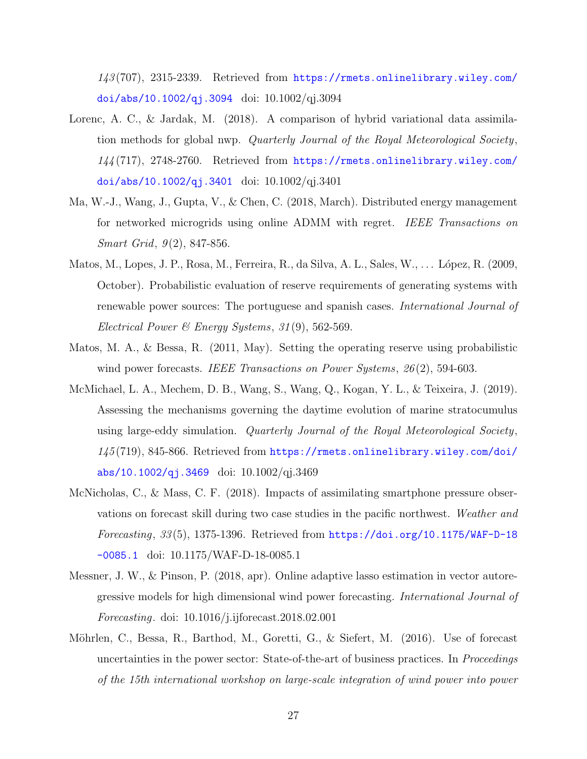*143*(707), 2315-2339. Retrieved from https://rmets.onlinelibrary.wiley.com/doi/abs/10.1002/qj.3094 doi: 10.1002/qj.3094

Lorenc, A. C., & Jardak, M. (2018). A comparison of hybrid variational data assimilation methods for global nwp. *Quarterly Journal of the Royal Meteorological Society*, *144*(717), 2748-2760. Retrieved from https://rmets.onlinelibrary.wiley.com/doi/abs/10.1002/qj.3401 doi: 10.1002/qj.3401

Ma, W.-J., Wang, J., Gupta, V., & Chen, C. (2018, March). Distributed energy management for networked microgrids using online ADMM with regret. *IEEE Transactions on Smart Grid*, *9*(2), 847-856.

Matos, M., Lopes, J. P., Rosa, M., Ferreira, R., da Silva, A. L., Sales, W., ... López, R. (2009, October). Probabilistic evaluation of reserve requirements of generating systems with renewable power sources: The portuguese and spanish cases. *International Journal of Electrical Power & Energy Systems*, *31*(9), 562-569.

Matos, M. A., & Bessa, R. (2011, May). Setting the operating reserve using probabilistic wind power forecasts. *IEEE Transactions on Power Systems*, *26*(2), 594-603.

McMichael, L. A., Mechem, D. B., Wang, S., Wang, Q., Kogan, Y. L., & Teixeira, J. (2019). Assessing the mechanisms governing the daytime evolution of marine stratocumulus using large-eddy simulation. *Quarterly Journal of the Royal Meteorological Society*, *145*(719), 845-866. Retrieved from https://rmets.onlinelibrary.wiley.com/doi/abs/10.1002/qj.3469 doi: 10.1002/qj.3469

McNicholas, C., & Mass, C. F. (2018). Impacts of assimilating smartphone pressure observations on forecast skill during two case studies in the pacific northwest. *Weather and Forecasting*, *33*(5), 1375-1396. Retrieved from https://doi.org/10.1175/WAF-D-18-0085.1 doi: 10.1175/WAF-D-18-0085.1

Messner, J. W., & Pinson, P. (2018, apr). Online adaptive lasso estimation in vector autoregressive models for high dimensional wind power forecasting. *International Journal of Forecasting*. doi: 10.1016/j.ijforecast.2018.02.001

Möhrlen, C., Bessa, R., Barthod, M., Goretti, G., & Siefert, M. (2016). Use of forecast uncertainties in the power sector: State-of-the-art of business practices. In *Proceedings of the 15th international workshop on large-scale integration of wind power into power*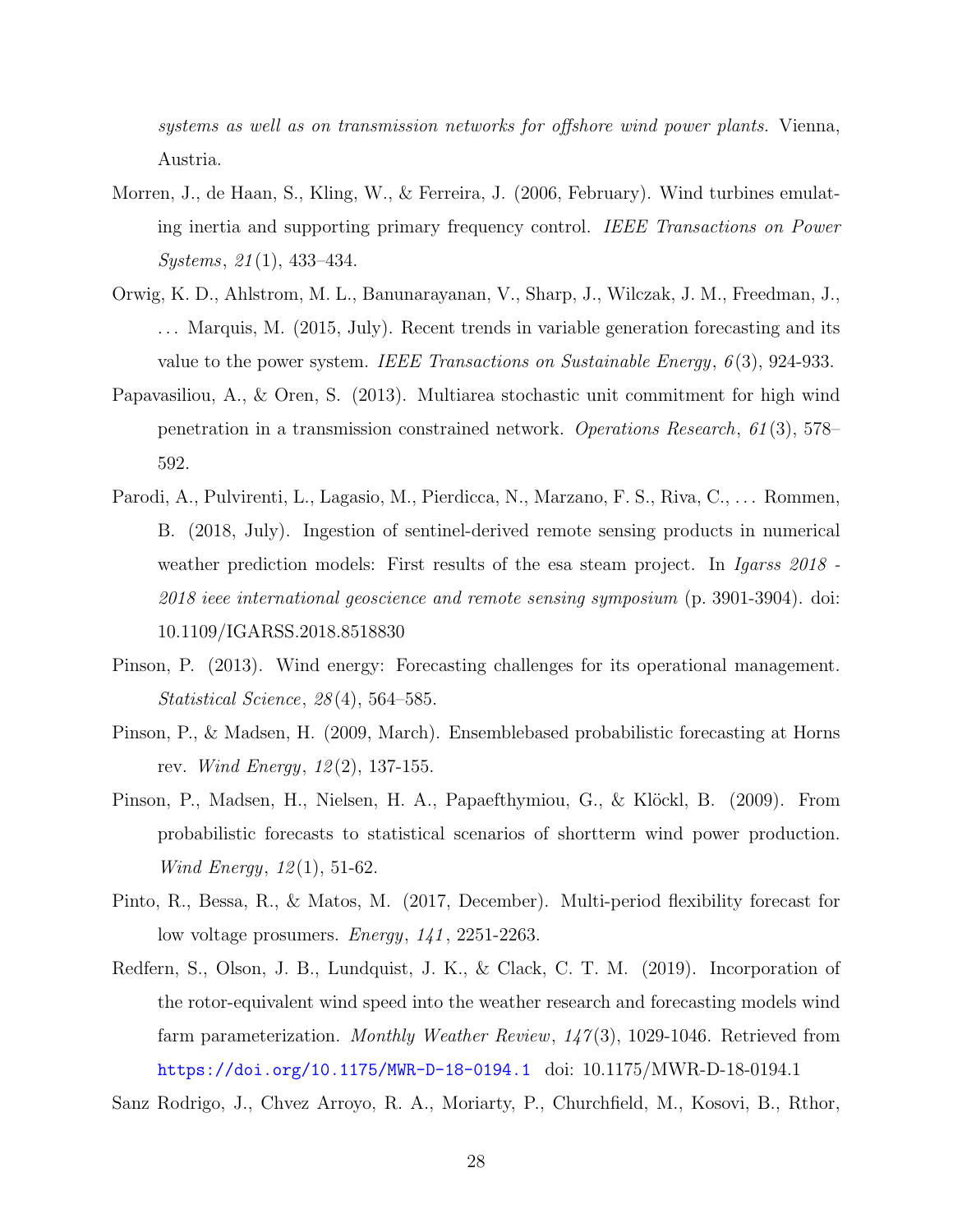*systems as well as on transmission networks for offshore wind power plants.* Vienna, Austria.

Morren, J., de Haan, S., Kling, W., & Ferreira, J. (2006, February). Wind turbines emulating inertia and supporting primary frequency control. *IEEE Transactions on Power Systems*, *21*(1), 433–434.

Orwig, K. D., Ahlstrom, M. L., Banunarayanan, V., Sharp, J., Wilczak, J. M., Freedman, J., … Marquis, M. (2015, July). Recent trends in variable generation forecasting and its value to the power system. *IEEE Transactions on Sustainable Energy*, *6*(3), 924-933.

Papavasiliou, A., & Oren, S. (2013). Multiarea stochastic unit commitment for high wind penetration in a transmission constrained network. *Operations Research*, *61*(3), 578–592.

Parodi, A., Pulvirenti, L., Lagasio, M., Pierdicca, N., Marzano, F. S., Riva, C., … Rommen, B. (2018, July). Ingestion of sentinel-derived remote sensing products in numerical weather prediction models: First results of the esa steam project. In *Igarss 2018 - 2018 ieee international geoscience and remote sensing symposium* (p. 3901-3904). doi: 10.1109/IGARSS.2018.8518830

Pinson, P. (2013). Wind energy: Forecasting challenges for its operational management. *Statistical Science*, *28*(4), 564–585.

Pinson, P., & Madsen, H. (2009, March). Ensemblebased probabilistic forecasting at Horns rev. *Wind Energy*, *12*(2), 137-155.

Pinson, P., Madsen, H., Nielsen, H. A., Papaefthymiou, G., & Klöckl, B. (2009). From probabilistic forecasts to statistical scenarios of shortterm wind power production. *Wind Energy*, *12*(1), 51-62.

Pinto, R., Bessa, R., & Matos, M. (2017, December). Multi-period flexibility forecast for low voltage prosumers. *Energy*, *141*, 2251-2263.

Redfern, S., Olson, J. B., Lundquist, J. K., & Clack, C. T. M. (2019). Incorporation of the rotor-equivalent wind speed into the weather research and forecasting models wind farm parameterization. *Monthly Weather Review*, *147*(3), 1029-1046. Retrieved from https://doi.org/10.1175/MWR-D-18-0194.1 doi: 10.1175/MWR-D-18-0194.1

Sanz Rodrigo, J., Chvez Arroyo, R. A., Moriarty, P., Churchfield, M., Kosovi, B., Rthor,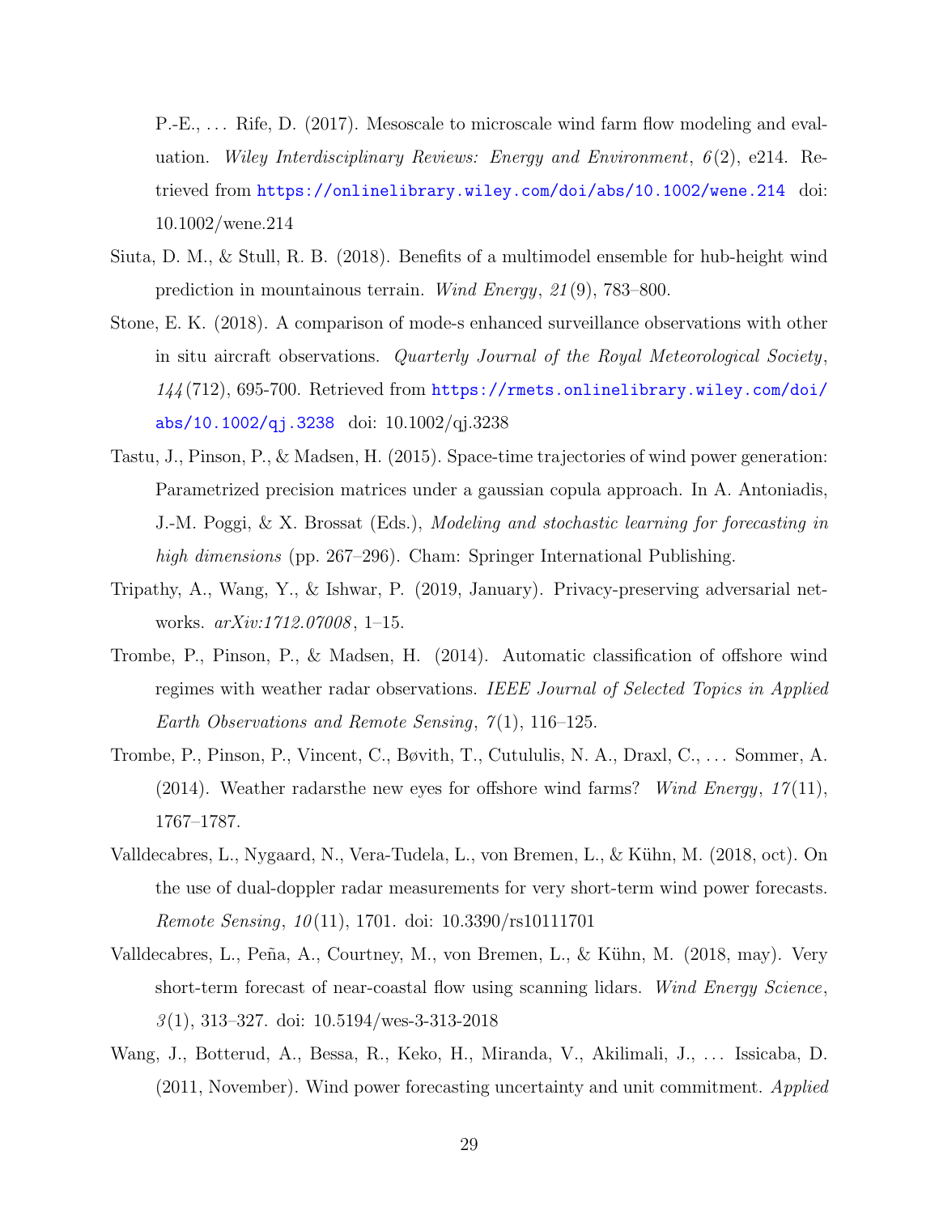P.-E., … Rife, D. (2017). Mesoscale to microscale wind farm flow modeling and evaluation. *Wiley Interdisciplinary Reviews: Energy and Environment*, *6*(2), e214. Retrieved from https://onlinelibrary.wiley.com/doi/abs/10.1002/wene.214 doi: 10.1002/wene.214

Siuta, D. M., & Stull, R. B. (2018). Benefits of a multimodel ensemble for hub-height wind prediction in mountainous terrain. *Wind Energy*, *21*(9), 783–800.

Stone, E. K. (2018). A comparison of mode-s enhanced surveillance observations with other in situ aircraft observations. *Quarterly Journal of the Royal Meteorological Society*, *144*(712), 695-700. Retrieved from https://rmets.onlinelibrary.wiley.com/doi/abs/10.1002/qj.3238 doi: 10.1002/qj.3238

Tastu, J., Pinson, P., & Madsen, H. (2015). Space-time trajectories of wind power generation: Parametrized precision matrices under a gaussian copula approach. In A. Antoniadis, J.-M. Poggi, & X. Brossat (Eds.), *Modeling and stochastic learning for forecasting in high dimensions* (pp. 267–296). Cham: Springer International Publishing.

Tripathy, A., Wang, Y., & Ishwar, P. (2019, January). Privacy-preserving adversarial networks. *arXiv:1712.07008*, 1–15.

Trombe, P., Pinson, P., & Madsen, H. (2014). Automatic classification of offshore wind regimes with weather radar observations. *IEEE Journal of Selected Topics in Applied Earth Observations and Remote Sensing*, *7*(1), 116–125.

Trombe, P., Pinson, P., Vincent, C., Bøvith, T., Cutululis, N. A., Draxl, C., … Sommer, A. (2014). Weather radarsthe new eyes for offshore wind farms? *Wind Energy*, *17*(11), 1767–1787.

Valldecabres, L., Nygaard, N., Vera-Tudela, L., von Bremen, L., & Kühn, M. (2018, oct). On the use of dual-doppler radar measurements for very short-term wind power forecasts. *Remote Sensing*, *10*(11), 1701. doi: 10.3390/rs10111701

Valldecabres, L., Peña, A., Courtney, M., von Bremen, L., & Kühn, M. (2018, may). Very short-term forecast of near-coastal flow using scanning lidars. *Wind Energy Science*, *3*(1), 313–327. doi: 10.5194/wes-3-313-2018

Wang, J., Botterud, A., Bessa, R., Keko, H., Miranda, V., Akilimali, J., … Issicaba, D. (2011, November). Wind power forecasting uncertainty and unit commitment. *Applied*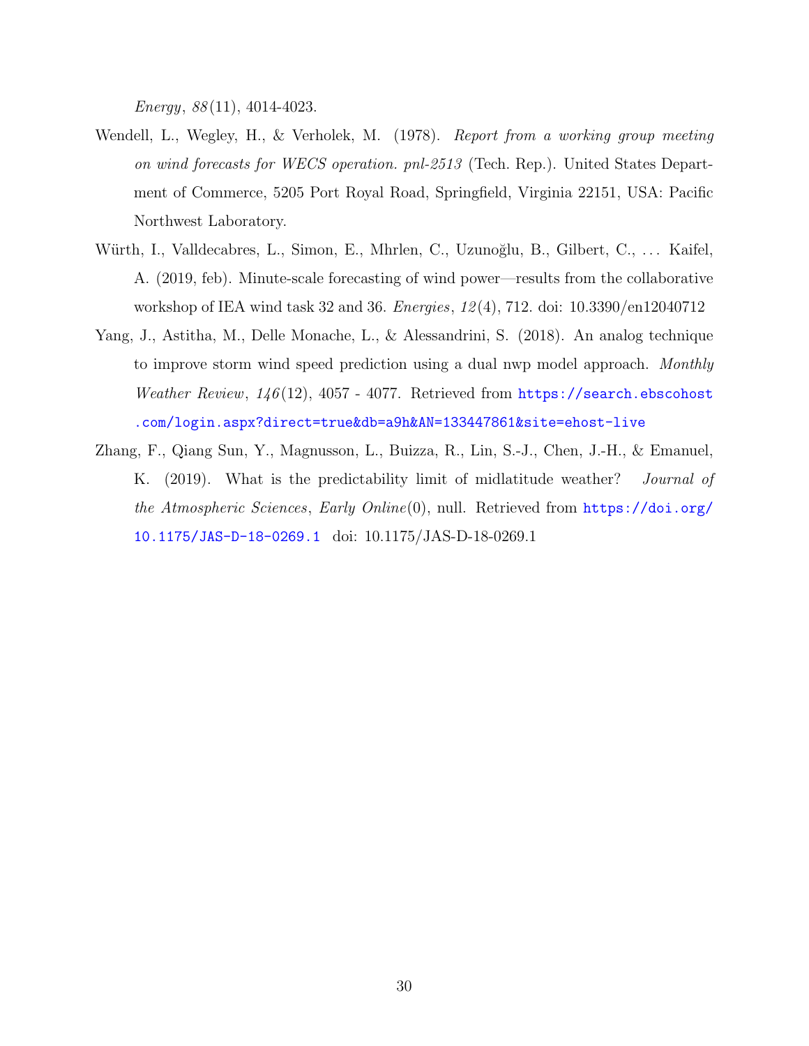*Energy*, *88*(11), 4014-4023.

Wendell, L., Wegley, H., & Verholek, M. (1978). *Report from a working group meeting on wind forecasts for WECS operation. pnl-2513* (Tech. Rep.). United States Department of Commerce, 5205 Port Royal Road, Springfield, Virginia 22151, USA: Pacific Northwest Laboratory.

Würth, I., Valldecabres, L., Simon, E., Mhrlen, C., Uzunoğlu, B., Gilbert, C., ... Kaifel, A. (2019, feb). Minute-scale forecasting of wind power—results from the collaborative workshop of IEA wind task 32 and 36. *Energies*, *12*(4), 712. doi: 10.3390/en12040712

Yang, J., Astitha, M., Delle Monache, L., & Alessandrini, S. (2018). An analog technique to improve storm wind speed prediction using a dual nwp model approach. *Monthly Weather Review*, *146*(12), 4057 - 4077. Retrieved from https://search.ebscohost.com/login.aspx?direct=true&db=a9h&AN=133447861&site=ehost-live

Zhang, F., Qiang Sun, Y., Magnusson, L., Buizza, R., Lin, S.-J., Chen, J.-H., & Emanuel, K. (2019). What is the predictability limit of midlatitude weather? *Journal of the Atmospheric Sciences*, *Early Online*(0), null. Retrieved from https://doi.org/10.1175/JAS-D-18-0269.1 doi: 10.1175/JAS-D-18-0269.1